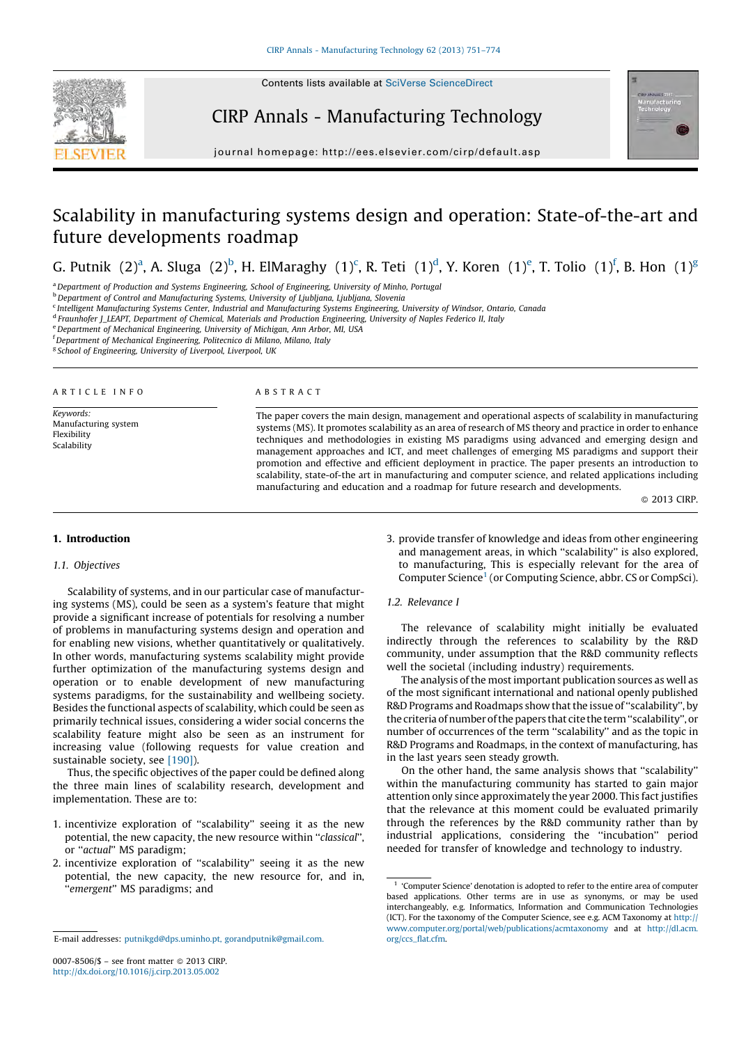Contents lists available at SciVerse ScienceDirect

# CIRP Annals - Manufacturing Technology

journal homepage: http://ees.elsevier.com/cirp/default.asp

# Scalability in manufacturing systems design and operation: State-of-the-art and future developments roadmap

G. Putnik (2)[a], A. Sluga (2)[b], H. ElMaraghy (1)[c], R. Teti (1)[d], Y. Koren (1)[e], T. Tolio (1)[f], B. Hon (1)[g]

[a] Department of Production and Systems Engineering, School of Engineering, University of Minho, Portugal
[b] Department of Control and Manufacturing Systems, University of Ljubljana, Ljubljana, Slovenia
[c] Intelligent Manufacturing Systems Center, Industrial and Manufacturing Systems Engineering, University of Windsor, Ontario, Canada
[d] Fraunhofer J_LEAPT, Department of Chemical, Materials and Production Engineering, University of Naples Federico II, Italy
[e] Department of Mechanical Engineering, University of Michigan, Ann Arbor, MI, USA
[f] Department of Mechanical Engineering, Politecnico di Milano, Milano, Italy
[g] School of Engineering, University of Liverpool, Liverpool, UK

**ARTICLE INFO**

*Keywords:*
Manufacturing system
Flexibility
Scalability

**ABSTRACT**

The paper covers the main design, management and operational aspects of scalability in manufacturing systems (MS). It promotes scalability as an area of research of MS theory and practice in order to enhance techniques and methodologies in existing MS paradigms using advanced and emerging design and management approaches and ICT, and meet challenges of emerging MS paradigms and support their promotion and effective and efficient deployment in practice. The paper presents an introduction to scalability, state-of-the art in manufacturing and computer science, and related applications including manufacturing and education and a roadmap for future research and developments.

© 2013 CIRP.

## 1. Introduction

### 1.1. Objectives

Scalability of systems, and in our particular case of manufacturing systems (MS), could be seen as a system's feature that might provide a significant increase of potentials for resolving a number of problems in manufacturing systems design and operation and for enabling new visions, whether quantitatively or qualitatively. In other words, manufacturing systems scalability might provide further optimization of the manufacturing systems design and operation or to enable development of new manufacturing systems paradigms, for the sustainability and wellbeing society. Besides the functional aspects of scalability, which could be seen as primarily technical issues, considering a wider social concerns the scalability feature might also be seen as an instrument for increasing value (following requests for value creation and sustainable society, see [190]).

Thus, the specific objectives of the paper could be defined along the three main lines of scalability research, development and implementation. These are to:

1. incentivize exploration of ''scalability'' seeing it as the new potential, the new capacity, the new resource within ''*classical*'', or ''*actual*'' MS paradigm;
2. incentivize exploration of ''scalability'' seeing it as the new potential, the new capacity, the new resource for, and in, ''*emergent*'' MS paradigms; and
3. provide transfer of knowledge and ideas from other engineering and management areas, in which ''scalability'' is also explored, to manufacturing, This is especially relevant for the area of Computer Science[1] (or Computing Science, abbr. CS or CompSci).

### 1.2. Relevance I

The relevance of scalability might initially be evaluated indirectly through the references to scalability by the R&D community, under assumption that the R&D community reflects well the societal (including industry) requirements.

The analysis of the most important publication sources as well as of the most significant international and national openly published R&D Programs and Roadmaps show that the issue of ''scalability'', by the criteria of number of the papers that cite the term ''scalability'', or number of occurrences of the term ''scalability'' and as the topic in R&D Programs and Roadmaps, in the context of manufacturing, has in the last years seen steady growth.

On the other hand, the same analysis shows that ''scalability'' within the manufacturing community has started to gain major attention only since approximately the year 2000. This fact justifies that the relevance at this moment could be evaluated primarily through the references by the R&D community rather than by industrial applications, considering the ''incubation'' period needed for transfer of knowledge and technology to industry.

[1] 'Computer Science' denotation is adopted to refer to the entire area of computer based applications. Other terms are in use as synonyms, or may be used interchangeably, e.g. Informatics, Information and Communication Technologies (ICT). For the taxonomy of the Computer Science, see e.g. ACM Taxonomy at http://www.computer.org/portal/web/publications/acmtaxonomy and at http://dl.acm.org/ccs_flat.cfm.

E-mail addresses: putnikgd@dps.uminho.pt, gorandputnik@gmail.com.

0007-8506/$ – see front matter © 2013 CIRP.
http://dx.doi.org/10.1016/j.cirp.2013.05.002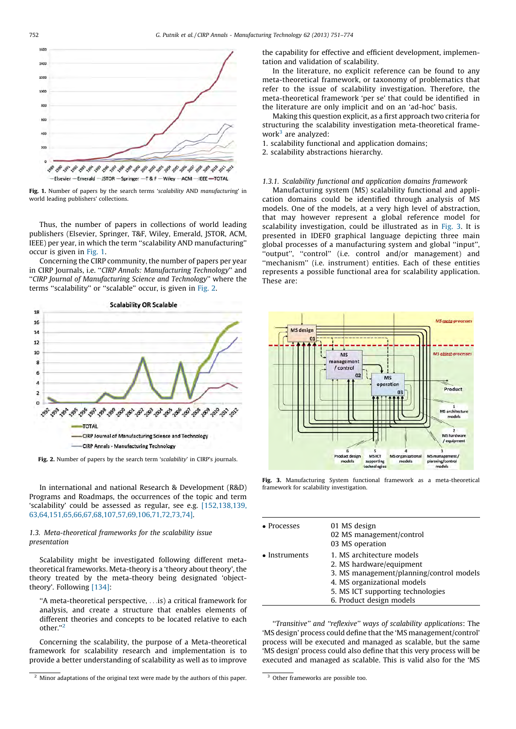Fig. 1. Number of papers by the search terms '*scalability* AND *manufacturing*' in world leading publishers' collections.

Thus, the number of papers in collections of world leading publishers (Elsevier, Springer, T&F, Wiley, Emerald, JSTOR, ACM, IEEE) per year, in which the term "scalability AND manufacturing" occur is given in Fig. 1.

Concerning the CIRP community, the number of papers per year in CIRP Journals, i.e. "*CIRP Annals: Manufacturing Technology*" and "*CIRP Journal of Manufacturing Science and Technology*" where the terms "scalability" or "scalable" occur, is given in Fig. 2.

Fig. 2. Number of papers by the search term '*scalability*' in CIRP's journals.

In international and national Research & Development (R&D) Programs and Roadmaps, the occurrences of the topic and term 'scalability' could be assessed as regular, see e.g. [152,138,139, 63,64,151,65,66,67,68,107,57,69,106,71,72,73,74].

### 1.3. Meta-theoretical frameworks for the scalability issue presentation

Scalability might be investigated following different meta-theoretical frameworks. Meta-theory is a 'theory about theory', the theory treated by the meta-theory being designated 'object-theory'. Following [134]:

"A meta-theoretical perspective, …is) a critical framework for analysis, and create a structure that enables elements of different theories and concepts to be located relative to each other."[2]

Concerning the scalability, the purpose of a Meta-theoretical framework for scalability research and implementation is to provide a better understanding of scalability as well as to improve the capability for effective and efficient development, implementation and validation of scalability.

In the literature, no explicit reference can be found to any meta-theoretical framework, or taxonomy of problematics that refer to the issue of scalability investigation. Therefore, the meta-theoretical framework 'per se' that could be identified in the literature are only implicit and on an 'ad-hoc' basis.

Making this question explicit, as a first approach two criteria for structuring the scalability investigation meta-theoretical framework[3] are analyzed:

1. scalability functional and application domains;
2. scalability abstractions hierarchy.

#### 1.3.1. Scalability functional and application domains framework

Manufacturing system (MS) scalability functional and application domains could be identified through analysis of MS models. One of the models, at a very high level of abstraction, that may however represent a global reference model for scalability investigation, could be illustrated as in Fig. 3. It is presented in IDEF0 graphical language depicting three main global processes of a manufacturing system and global "input", "output", "control" (i.e. control and/or management) and "mechanism" (i.e. instrument) entities. Each of these entities represents a possible functional area for scalability application. These are:

Fig. 3. Manufacturing System functional framework as a meta-theoretical framework for scalability investigation.

| | |
|---|---|
| • Processes | 01 MS design |
| | 02 MS management/control |
| | 03 MS operation |
| • Instruments | 1. MS architecture models |
| | 2. MS hardware/equipment |
| | 3. MS management/planning/control models |
| | 4. MS organizational models |
| | 5. MS ICT supporting technologies |
| | 6. Product design models |

*"Transitive" and "reflexive" ways of scalability applications*: The 'MS design' process could define that the 'MS management/control' process will be executed and managed as scalable, but the same 'MS design' process could also define that this very process will be executed and managed as scalable. This is valid also for the 'MS

[2] Minor adaptations of the original text were made by the authors of this paper.

[3] Other frameworks are possible too.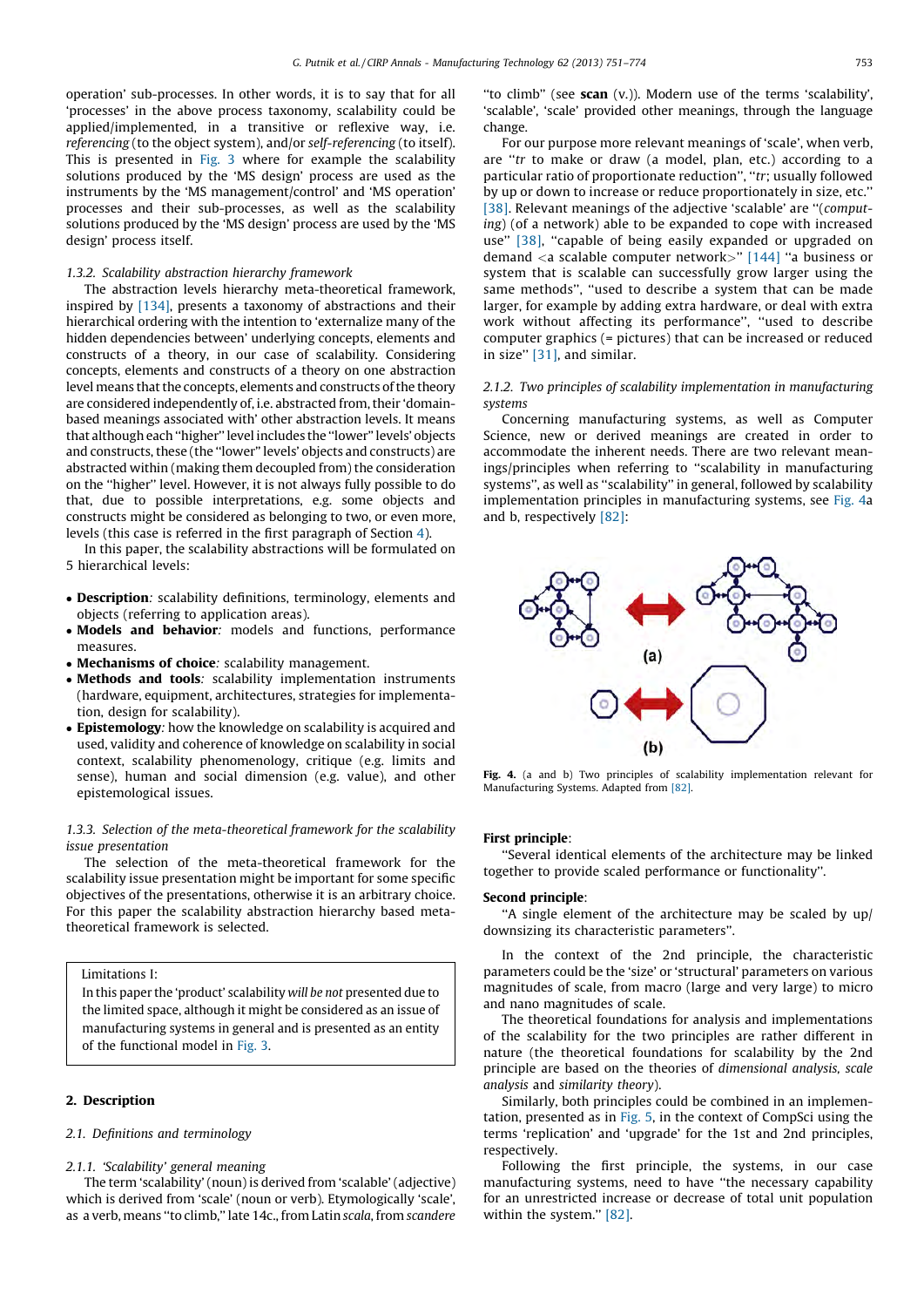operation' sub-processes. In other words, it is to say that for all 'processes' in the above process taxonomy, scalability could be applied/implemented, in a transitive or reflexive way, i.e. *referencing* (to the object system), and/or *self-referencing* (to itself). This is presented in Fig. 3 where for example the scalability solutions produced by the 'MS design' process are used as the instruments by the 'MS management/control' and 'MS operation' processes and their sub-processes, as well as the scalability solutions produced by the 'MS design' process are used by the 'MS design' process itself.

#### 1.3.2. Scalability abstraction hierarchy framework

The abstraction levels hierarchy meta-theoretical framework, inspired by [134], presents a taxonomy of abstractions and their hierarchical ordering with the intention to 'externalize many of the hidden dependencies between' underlying concepts, elements and constructs of a theory, in our case of scalability. Considering concepts, elements and constructs of a theory on one abstraction level means that the concepts, elements and constructs of the theory are considered independently of, i.e. abstracted from, their 'domain-based meanings associated with' other abstraction levels. It means that although each "higher" level includes the "lower" levels' objects and constructs, these (the "lower" levels' objects and constructs) are abstracted within (making them decoupled from) the consideration on the "higher" level. However, it is not always fully possible to do that, due to possible interpretations, e.g. some objects and constructs might be considered as belonging to two, or even more, levels (this case is referred in the first paragraph of Section 4).

In this paper, the scalability abstractions will be formulated on 5 hierarchical levels:

- **Description**: scalability definitions, terminology, elements and objects (referring to application areas).
- **Models and behavior**: models and functions, performance measures.
- **Mechanisms of choice**: scalability management.
- **Methods and tools**: scalability implementation instruments (hardware, equipment, architectures, strategies for implementation, design for scalability).
- **Epistemology**: how the knowledge on scalability is acquired and used, validity and coherence of knowledge on scalability in social context, scalability phenomenology, critique (e.g. limits and sense), human and social dimension (e.g. value), and other epistemological issues.

#### 1.3.3. Selection of the meta-theoretical framework for the scalability issue presentation

The selection of the meta-theoretical framework for the scalability issue presentation might be important for some specific objectives of the presentations, otherwise it is an arbitrary choice. For this paper the scalability abstraction hierarchy based meta-theoretical framework is selected.

Limitations I:
In this paper the 'product' scalability *will be not* presented due to the limited space, although it might be considered as an issue of manufacturing systems in general and is presented as an entity of the functional model in Fig. 3.

## 2. Description

### 2.1. Definitions and terminology

#### 2.1.1. 'Scalability' general meaning

The term 'scalability' (noun) is derived from 'scalable' (adjective) which is derived from 'scale' (noun or verb). Etymologically 'scale', as a verb, means "to climb," late 14c., from Latin *scala*, from *scandere* "to climb" (see **scan** (v.)). Modern use of the terms 'scalability', 'scalable', 'scale' provided other meanings, through the language change.

For our purpose more relevant meanings of 'scale', when verb, are "*tr* to make or draw (a model, plan, etc.) according to a particular ratio of proportionate reduction", "*tr*; usually followed by up or down to increase or reduce proportionately in size, etc." [38]. Relevant meanings of the adjective 'scalable' are "(*computing*) (of a network) able to be expanded to cope with increased use" [38], "capable of being easily expanded or upgraded on demand <a scalable computer network>" [144] "a business or system that is scalable can successfully grow larger using the same methods", "used to describe a system that can be made larger, for example by adding extra hardware, or deal with extra work without affecting its performance", "used to describe computer graphics (= pictures) that can be increased or reduced in size" [31], and similar.

#### 2.1.2. Two principles of scalability implementation in manufacturing systems

Concerning manufacturing systems, as well as Computer Science, new or derived meanings are created in order to accommodate the inherent needs. There are two relevant meanings/principles when referring to "scalability in manufacturing systems", as well as "scalability" in general, followed by scalability implementation principles in manufacturing systems, see Fig. 4a and b, respectively [82]:

(a)

(b)

**Fig. 4.** (a and b) Two principles of scalability implementation relevant for Manufacturing Systems. Adapted from [82].

**First principle**:
"Several identical elements of the architecture may be linked together to provide scaled performance or functionality".

**Second principle**:
"A single element of the architecture may be scaled by up/downsizing its characteristic parameters".

In the context of the 2nd principle, the characteristic parameters could be the 'size' or 'structural' parameters on various magnitudes of scale, from macro (large and very large) to micro and nano magnitudes of scale.

The theoretical foundations for analysis and implementations of the scalability for the two principles are rather different in nature (the theoretical foundations for scalability by the 2nd principle are based on the theories of *dimensional analysis, scale analysis* and *similarity theory*).

Similarly, both principles could be combined in an implementation, presented as in Fig. 5, in the context of CompSci using the terms 'replication' and 'upgrade' for the 1st and 2nd principles, respectively.

Following the first principle, the systems, in our case manufacturing systems, need to have "the necessary capability for an unrestricted increase or decrease of total unit population within the system." [82].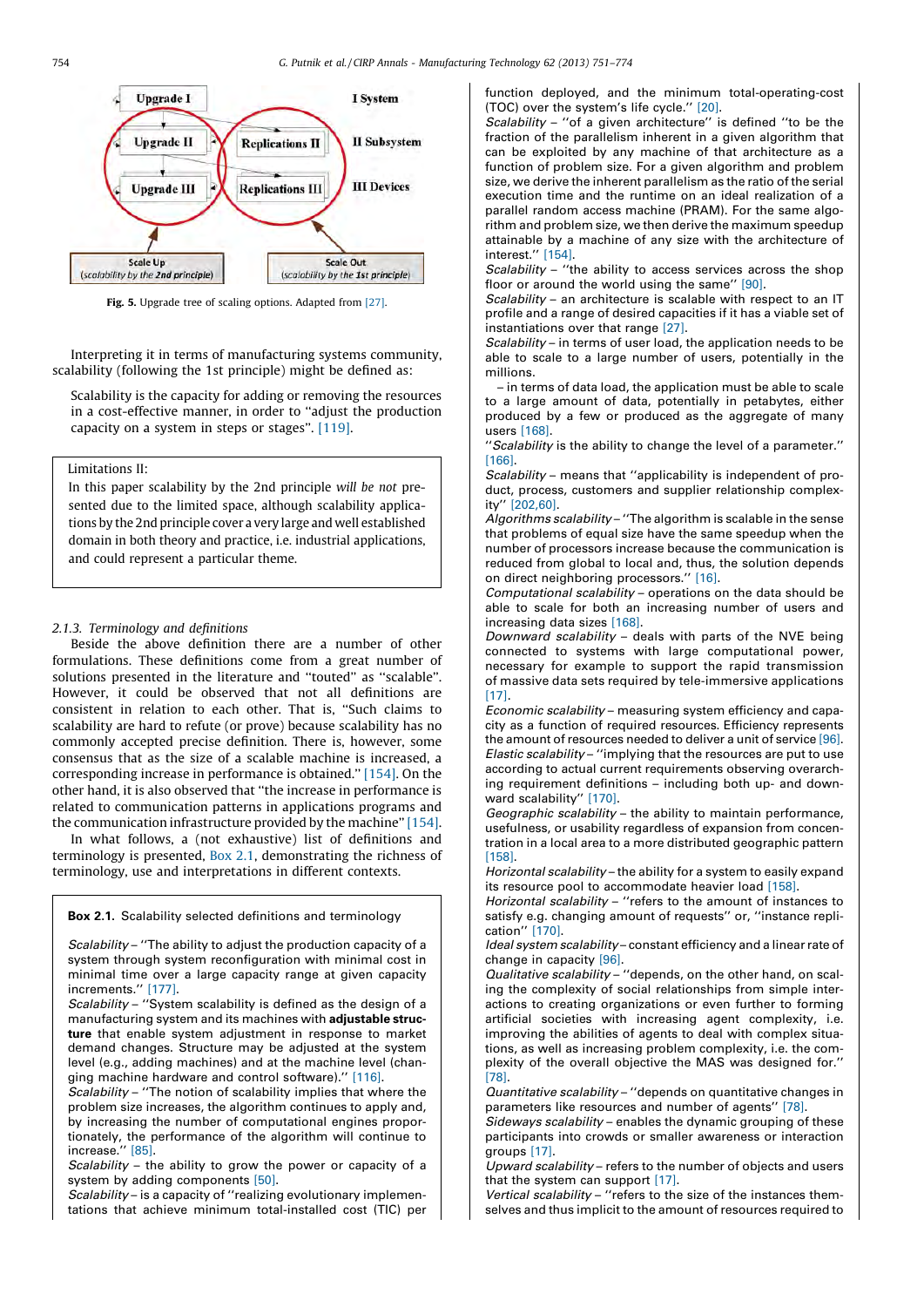Upgrade I

I System

Upgrade II

Replications II

II Subsystem

Upgrade III

Replications III

III Devices

Scale Up
(scalability by the 2nd principle)

Scale Out
(scalability by the 1st principle)

**Fig. 5.** Upgrade tree of scaling options. Adapted from [27].

Interpreting it in terms of manufacturing systems community, scalability (following the 1st principle) might be defined as:

> Scalability is the capacity for adding or removing the resources in a cost-effective manner, in order to "adjust the production capacity on a system in steps or stages". [119].

> Limitations II:
> In this paper scalability by the 2nd principle *will be not* presented due to the limited space, although scalability applications by the 2nd principle cover a very large and well established domain in both theory and practice, i.e. industrial applications, and could represent a particular theme.

*2.1.3. Terminology and definitions*

Beside the above definition there are a number of other formulations. These definitions come from a great number of solutions presented in the literature and "touted" as "scalable". However, it could be observed that not all definitions are consistent in relation to each other. That is, "Such claims to scalability are hard to refute (or prove) because scalability has no commonly accepted precise definition. There is, however, some consensus that as the size of a scalable machine is increased, a corresponding increase in performance is obtained." [154]. On the other hand, it is also observed that "the increase in performance is related to communication patterns in applications programs and the communication infrastructure provided by the machine" [154].

In what follows, a (not exhaustive) list of definitions and terminology is presented, Box 2.1, demonstrating the richness of terminology, use and interpretations in different contexts.

> **Box 2.1.** Scalability selected definitions and terminology
>
> *Scalability* – "The ability to adjust the production capacity of a system through system reconfiguration with minimal cost in minimal time over a large capacity range at given capacity increments." [177].
> *Scalability* – "System scalability is defined as the design of a manufacturing system and its machines with **adjustable structure** that enable system adjustment in response to market demand changes. Structure may be adjusted at the system level (e.g., adding machines) and at the machine level (changing machine hardware and control software)." [116].
> *Scalability* – "The notion of scalability implies that where the problem size increases, the algorithm continues to apply and, by increasing the number of computational engines proportionately, the performance of the algorithm will continue to increase." [85].
> *Scalability* – the ability to grow the power or capacity of a system by adding components [50].
> *Scalability* – is a capacity of "realizing evolutionary implementations that achieve minimum total-installed cost (TIC) per function deployed, and the minimum total-operating-cost (TOC) over the system's life cycle." [20].
> *Scalability* – "of a given architecture" is defined "to be the fraction of the parallelism inherent in a given algorithm that can be exploited by any machine of that architecture as a function of problem size. For a given algorithm and problem size, we derive the inherent parallelism as the ratio of the serial execution time and the runtime on an ideal realization of a parallel random access machine (PRAM). For the same algorithm and problem size, we then derive the maximum speedup attainable by a machine of any size with the architecture of interest." [154].
> *Scalability* – "the ability to access services across the shop floor or around the world using the same" [90].
> *Scalability* – an architecture is scalable with respect to an IT profile and a range of desired capacities if it has a viable set of instantiations over that range [27].
> *Scalability* – in terms of user load, the application needs to be able to scale to a large number of users, potentially in the millions.
> – in terms of data load, the application must be able to scale to a large amount of data, potentially in petabytes, either produced by a few or produced as the aggregate of many users [168].
> "*Scalability* is the ability to change the level of a parameter." [166].
> *Scalability* – means that "applicability is independent of product, process, customers and supplier relationship complexity" [202,60].
> *Algorithms scalability* – "The algorithm is scalable in the sense that problems of equal size have the same speedup when the number of processors increase because the communication is reduced from global to local and, thus, the solution depends on direct neighboring processors." [16].
> *Computational scalability* – operations on the data should be able to scale for both an increasing number of users and increasing data sizes [168].
> *Downward scalability* – deals with parts of the NVE being connected to systems with large computational power, necessary for example to support the rapid transmission of massive data sets required by tele-immersive applications [17].
> *Economic scalability* – measuring system efficiency and capacity as a function of required resources. Efficiency represents the amount of resources needed to deliver a unit of service [96].
> *Elastic scalability* – "implying that the resources are put to use according to actual current requirements observing overarching requirement definitions – including both up- and downward scalability" [170].
> *Geographic scalability* – the ability to maintain performance, usefulness, or usability regardless of expansion from concentration in a local area to a more distributed geographic pattern [158].
> *Horizontal scalability* – the ability for a system to easily expand its resource pool to accommodate heavier load [158].
> *Horizontal scalability* – "refers to the amount of instances to satisfy e.g. changing amount of requests" or, "instance replication" [170].
> *Ideal system scalability* – constant efficiency and a linear rate of change in capacity [96].
> *Qualitative scalability* – "depends, on the other hand, on scaling the complexity of social relationships from simple interactions to creating organizations or even further to forming artificial societies with increasing agent complexity, i.e. improving the abilities of agents to deal with complex situations, as well as increasing problem complexity, i.e. the complexity of the overall objective the MAS was designed for." [78].
> *Quantitative scalability* – "depends on quantitative changes in parameters like resources and number of agents" [78].
> *Sideways scalability* – enables the dynamic grouping of these participants into crowds or smaller awareness or interaction groups [17].
> *Upward scalability* – refers to the number of objects and users that the system can support [17].
> *Vertical scalability* – "refers to the size of the instances themselves and thus implicit to the amount of resources required to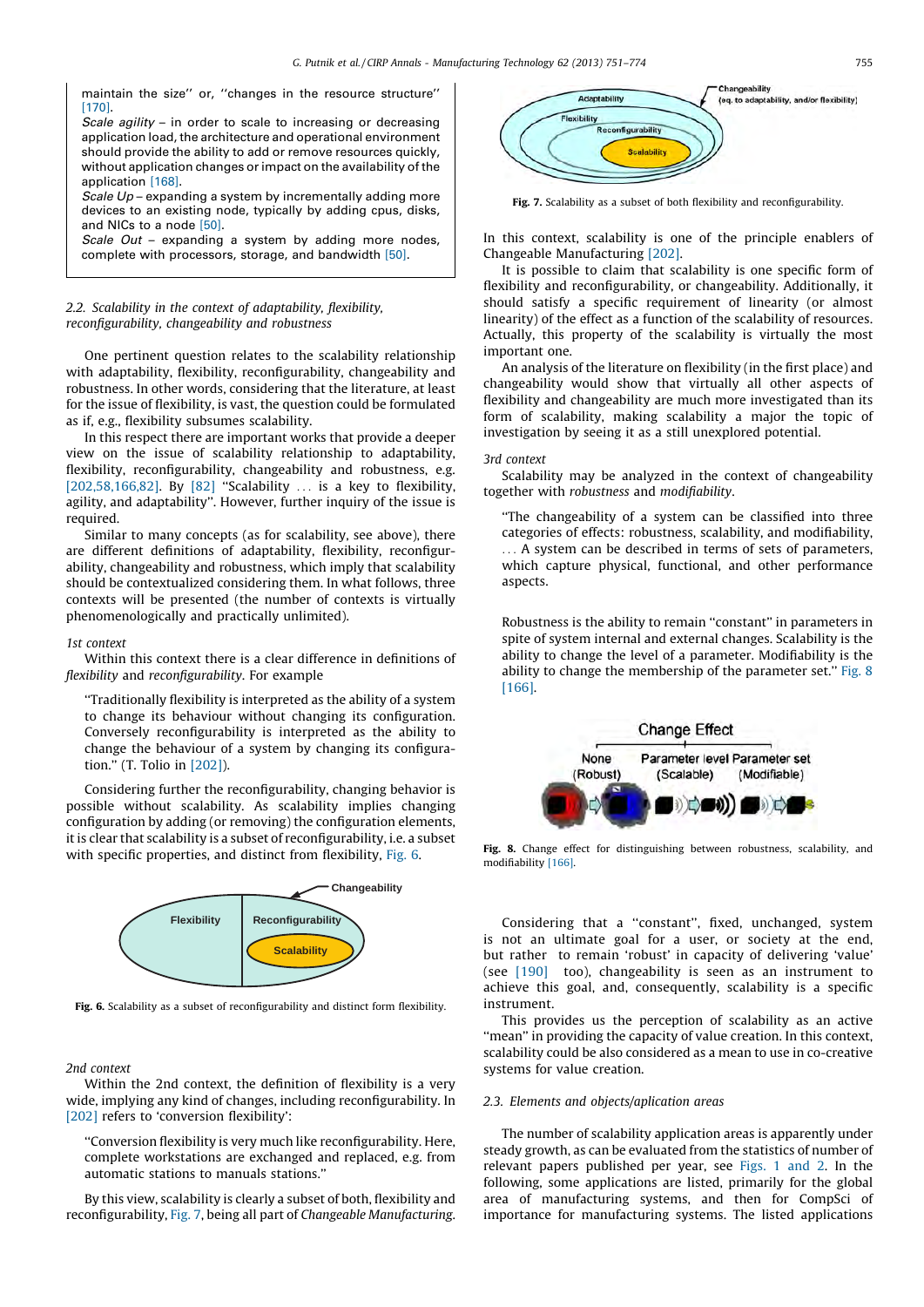maintain the size'' or, ''changes in the resource structure'' [170].

*Scale agility* – in order to scale to increasing or decreasing application load, the architecture and operational environment should provide the ability to add or remove resources quickly, without application changes or impact on the availability of the application [168].

*Scale Up* – expanding a system by incrementally adding more devices to an existing node, typically by adding cpus, disks, and NICs to a node [50].

*Scale Out* – expanding a system by adding more nodes, complete with processors, storage, and bandwidth [50].

### 2.2. Scalability in the context of adaptability, flexibility, reconfigurability, changeability and robustness

One pertinent question relates to the scalability relationship with adaptability, flexibility, reconfigurability, changeability and robustness. In other words, considering that the literature, at least for the issue of flexibility, is vast, the question could be formulated as if, e.g., flexibility subsumes scalability.

In this respect there are important works that provide a deeper view on the issue of scalability relationship to adaptability, flexibility, reconfigurability, changeability and robustness, e.g. [202,58,166,82]. By [82] ''Scalability ... is a key to flexibility, agility, and adaptability''. However, further inquiry of the issue is required.

Similar to many concepts (as for scalability, see above), there are different definitions of adaptability, flexibility, reconfigurability, changeability and robustness, which imply that scalability should be contextualized considering them. In what follows, three contexts will be presented (the number of contexts is virtually phenomenologically and practically unlimited).

*1st context*

Within this context there is a clear difference in definitions of *flexibility* and *reconfigurability*. For example

> ''Traditionally flexibility is interpreted as the ability of a system to change its behaviour without changing its configuration. Conversely reconfigurability is interpreted as the ability to change the behaviour of a system by changing its configuration.'' (T. Tolio in [202]).

Considering further the reconfigurability, changing behavior is possible without scalability. As scalability implies changing configuration by adding (or removing) the configuration elements, it is clear that scalability is a subset of reconfigurability, i.e. a subset with specific properties, and distinct from flexibility, Fig. 6.

Changeability
Flexibility
Reconfigurability
Scalability

**Fig. 6.** Scalability as a subset of reconfigurability and distinct form flexibility.

*2nd context*

Within the 2nd context, the definition of flexibility is a very wide, implying any kind of changes, including reconfigurability. In [202] refers to 'conversion flexibility':

> ''Conversion flexibility is very much like reconfigurability. Here, complete workstations are exchanged and replaced, e.g. from automatic stations to manuals stations.''

By this view, scalability is clearly a subset of both, flexibility and reconfigurability, Fig. 7, being all part of *Changeable Manufacturing*.

Adaptability
Changeability
(eq. to adaptability, and/or flexibility)
Flexibility
Reconfigurability
Scalability

**Fig. 7.** Scalability as a subset of both flexibility and reconfigurability.

In this context, scalability is one of the principle enablers of Changeable Manufacturing [202].

It is possible to claim that scalability is one specific form of flexibility and reconfigurability, or changeability. Additionally, it should satisfy a specific requirement of linearity (or almost linearity) of the effect as a function of the scalability of resources. Actually, this property of the scalability is virtually the most important one.

An analysis of the literature on flexibility (in the first place) and changeability would show that virtually all other aspects of flexibility and changeability are much more investigated than its form of scalability, making scalability a major the topic of investigation by seeing it as a still unexplored potential.

*3rd context*

Scalability may be analyzed in the context of changeability together with *robustness* and *modifiability*.

> ''The changeability of a system can be classified into three categories of effects: robustness, scalability, and modifiability, ... A system can be described in terms of sets of parameters, which capture physical, functional, and other performance aspects.
>
> Robustness is the ability to remain ''constant'' in parameters in spite of system internal and external changes. Scalability is the ability to change the level of a parameter. Modifiability is the ability to change the membership of the parameter set.'' Fig. 8 [166].

Change Effect
None
(Robust)
Parameter level
(Scalable)
Parameter set
(Modifiable)

**Fig. 8.** Change effect for distinguishing between robustness, scalability, and modifiability [166].

Considering that a ''constant'', fixed, unchanged, system is not an ultimate goal for a user, or society at the end, but rather to remain 'robust' in capacity of delivering 'value' (see [190] too), changeability is seen as an instrument to achieve this goal, and, consequently, scalability is a specific instrument.

This provides us the perception of scalability as an active ''mean'' in providing the capacity of value creation. In this context, scalability could be also considered as a mean to use in co-creative systems for value creation.

### 2.3. Elements and objects/aplication areas

The number of scalability application areas is apparently under steady growth, as can be evaluated from the statistics of number of relevant papers published per year, see Figs. 1 and 2. In the following, some applications are listed, primarily for the global area of manufacturing systems, and then for CompSci of importance for manufacturing systems. The listed applications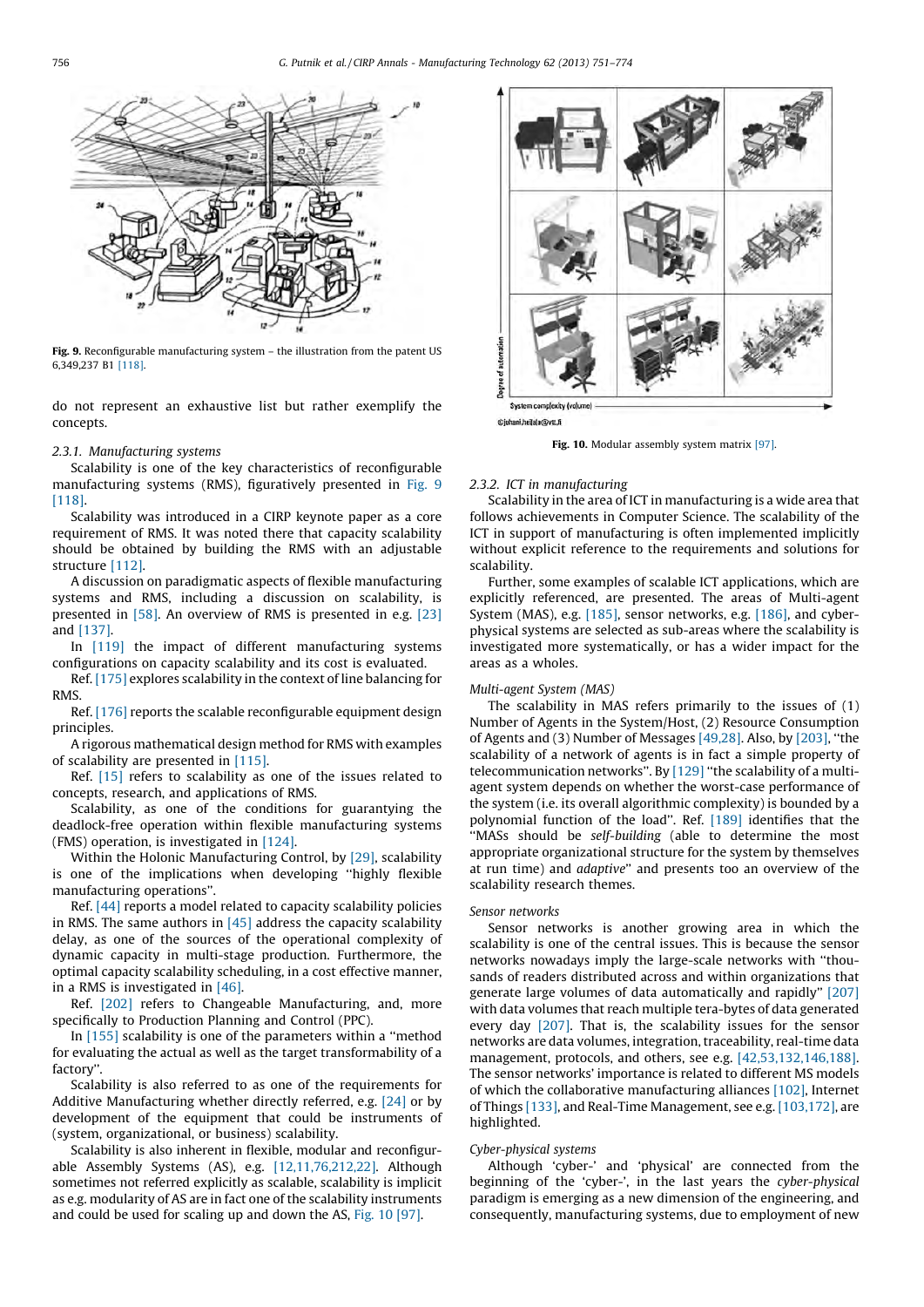Fig. 9. Reconfigurable manufacturing system – the illustration from the patent US 6,349,237 B1 [118].

do not represent an exhaustive list but rather exemplify the concepts.

### 2.3.1. Manufacturing systems

Scalability is one of the key characteristics of reconfigurable manufacturing systems (RMS), figuratively presented in Fig. 9 [118].

Scalability was introduced in a CIRP keynote paper as a core requirement of RMS. It was noted there that capacity scalability should be obtained by building the RMS with an adjustable structure [112].

A discussion on paradigmatic aspects of flexible manufacturing systems and RMS, including a discussion on scalability, is presented in [58]. An overview of RMS is presented in e.g. [23] and [137].

In [119] the impact of different manufacturing systems configurations on capacity scalability and its cost is evaluated.

Ref. [175] explores scalability in the context of line balancing for RMS.

Ref. [176] reports the scalable reconfigurable equipment design principles.

A rigorous mathematical design method for RMS with examples of scalability are presented in [115].

Ref. [15] refers to scalability as one of the issues related to concepts, research, and applications of RMS.

Scalability, as one of the conditions for guarantying the deadlock-free operation within flexible manufacturing systems (FMS) operation, is investigated in [124].

Within the Holonic Manufacturing Control, by [29], scalability is one of the implications when developing "highly flexible manufacturing operations".

Ref. [44] reports a model related to capacity scalability policies in RMS. The same authors in [45] address the capacity scalability delay, as one of the sources of the operational complexity of dynamic capacity in multi-stage production. Furthermore, the optimal capacity scalability scheduling, in a cost effective manner, in a RMS is investigated in [46].

Ref. [202] refers to Changeable Manufacturing, and, more specifically to Production Planning and Control (PPC).

In [155] scalability is one of the parameters within a "method for evaluating the actual as well as the target transformability of a factory".

Scalability is also referred to as one of the requirements for Additive Manufacturing whether directly referred, e.g. [24] or by development of the equipment that could be instruments of (system, organizational, or business) scalability.

Scalability is also inherent in flexible, modular and reconfigurable Assembly Systems (AS), e.g. [12,11,76,212,22]. Although sometimes not referred explicitly as scalable, scalability is implicit as e.g. modularity of AS are in fact one of the scalability instruments and could be used for scaling up and down the AS, Fig. 10 [97].

Degree of automation

System complexity (volume)

©juhani.heilala@vtt.fi

Fig. 10. Modular assembly system matrix [97].

### 2.3.2. ICT in manufacturing

Scalability in the area of ICT in manufacturing is a wide area that follows achievements in Computer Science. The scalability of the ICT in support of manufacturing is often implemented implicitly without explicit reference to the requirements and solutions for scalability.

Further, some examples of scalable ICT applications, which are explicitly referenced, are presented. The areas of Multi-agent System (MAS), e.g. [185], sensor networks, e.g. [186], and cyber-physical systems are selected as sub-areas where the scalability is investigated more systematically, or has a wider impact for the areas as a wholes.

*Multi-agent System (MAS)*

The scalability in MAS refers primarily to the issues of (1) Number of Agents in the System/Host, (2) Resource Consumption of Agents and (3) Number of Messages [49,28]. Also, by [203], "the scalability of a network of agents is in fact a simple property of telecommunication networks". By [129] "the scalability of a multi-agent system depends on whether the worst-case performance of the system (i.e. its overall algorithmic complexity) is bounded by a polynomial function of the load". Ref. [189] identifies that the "MASs should be *self-building* (able to determine the most appropriate organizational structure for the system by themselves at run time) and *adaptive*" and presents too an overview of the scalability research themes.

*Sensor networks*

Sensor networks is another growing area in which the scalability is one of the central issues. This is because the sensor networks nowadays imply the large-scale networks with "thousands of readers distributed across and within organizations that generate large volumes of data automatically and rapidly" [207] with data volumes that reach multiple tera-bytes of data generated every day [207]. That is, the scalability issues for the sensor networks are data volumes, integration, traceability, real-time data management, protocols, and others, see e.g. [42,53,132,146,188]. The sensor networks' importance is related to different MS models of which the collaborative manufacturing alliances [102], Internet of Things [133], and Real-Time Management, see e.g. [103,172], are highlighted.

*Cyber-physical systems*

Although 'cyber-' and 'physical' are connected from the beginning of the 'cyber-', in the last years the *cyber-physical* paradigm is emerging as a new dimension of the engineering, and consequently, manufacturing systems, due to employment of new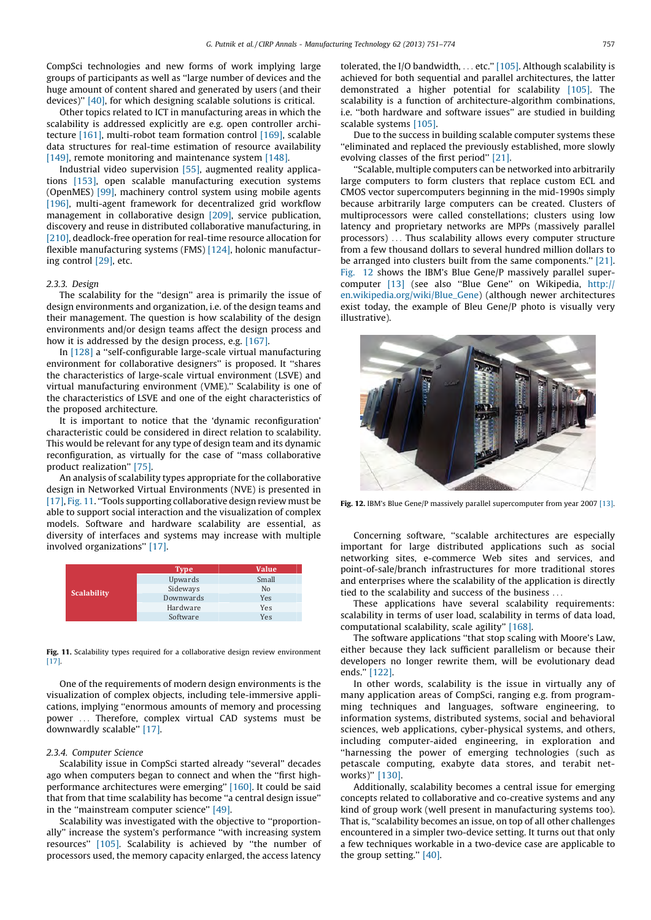CompSci technologies and new forms of work implying large groups of participants as well as "large number of devices and the huge amount of content shared and generated by users (and their devices)" [40], for which designing scalable solutions is critical.

Other topics related to ICT in manufacturing areas in which the scalability is addressed explicitly are e.g. open controller architecture [161], multi-robot team formation control [169], scalable data structures for real-time estimation of resource availability [149], remote monitoring and maintenance system [148].

Industrial video supervision [55], augmented reality applications [153], open scalable manufacturing execution systems (OpenMES) [99], machinery control system using mobile agents [196], multi-agent framework for decentralized grid workflow management in collaborative design [209], service publication, discovery and reuse in distributed collaborative manufacturing, in [210], deadlock-free operation for real-time resource allocation for flexible manufacturing systems (FMS) [124], holonic manufacturing control [29], etc.

### 2.3.3. Design

The scalability for the "design" area is primarily the issue of design environments and organization, i.e. of the design teams and their management. The question is how scalability of the design environments and/or design teams affect the design process and how it is addressed by the design process, e.g. [167].

In [128] a "self-configurable large-scale virtual manufacturing environment for collaborative designers" is proposed. It "shares the characteristics of large-scale virtual environment (LSVE) and virtual manufacturing environment (VME)." Scalability is one of the characteristics of LSVE and one of the eight characteristics of the proposed architecture.

It is important to notice that the 'dynamic reconfiguration' characteristic could be considered in direct relation to scalability. This would be relevant for any type of design team and its dynamic reconfiguration, as virtually for the case of "mass collaborative product realization" [75].

An analysis of scalability types appropriate for the collaborative design in Networked Virtual Environments (NVE) is presented in [17], Fig. 11. "Tools supporting collaborative design review must be able to support social interaction and the visualization of complex models. Software and hardware scalability are essential, as diversity of interfaces and systems may increase with multiple involved organizations" [17].

| | Type | Value |
|---|---|---|
| Scalability | Upwards | Small |
| | Sideways | No |
| | Downwards | Yes |
| | Hardware | Yes |
| | Software | Yes |

**Fig. 11.** Scalability types required for a collaborative design review environment [17].

One of the requirements of modern design environments is the visualization of complex objects, including tele-immersive applications, implying "enormous amounts of memory and processing power ... Therefore, complex virtual CAD systems must be downwardly scalable" [17].

### 2.3.4. Computer Science

Scalability issue in CompSci started already "several" decades ago when computers began to connect and when the "first high-performance architectures were emerging" [160]. It could be said that from that time scalability has become "a central design issue" in the "mainstream computer science" [49].

Scalability was investigated with the objective to "proportionally" increase the system's performance "with increasing system resources" [105]. Scalability is achieved by "the number of processors used, the memory capacity enlarged, the access latency tolerated, the I/O bandwidth, ... etc." [105]. Although scalability is achieved for both sequential and parallel architectures, the latter demonstrated a higher potential for scalability [105]. The scalability is a function of architecture-algorithm combinations, i.e. "both hardware and software issues" are studied in building scalable systems [105].

Due to the success in building scalable computer systems these "eliminated and replaced the previously established, more slowly evolving classes of the first period" [21].

"Scalable, multiple computers can be networked into arbitrarily large computers to form clusters that replace custom ECL and CMOS vector supercomputers beginning in the mid-1990s simply because arbitrarily large computers can be created. Clusters of multiprocessors were called constellations; clusters using low latency and proprietary networks are MPPs (massively parallel processors) ... Thus scalability allows every computer structure from a few thousand dollars to several hundred million dollars to be arranged into clusters built from the same components." [21]. Fig. 12 shows the IBM's Blue Gene/P massively parallel supercomputer [13] (see also "Blue Gene" on Wikipedia, http://en.wikipedia.org/wiki/Blue_Gene) (although newer architectures exist today, the example of Bleu Gene/P photo is visually very illustrative).

**Fig. 12.** IBM's Blue Gene/P massively parallel supercomputer from year 2007 [13].

Concerning software, "scalable architectures are especially important for large distributed applications such as social networking sites, e-commerce Web sites and services, and point-of-sale/branch infrastructures for more traditional stores and enterprises where the scalability of the application is directly tied to the scalability and success of the business ...

These applications have several scalability requirements: scalability in terms of user load, scalability in terms of data load, computational scalability, scale agility" [168].

The software applications "that stop scaling with Moore's Law, either because they lack sufficient parallelism or because their developers no longer rewrite them, will be evolutionary dead ends." [122].

In other words, scalability is the issue in virtually any of many application areas of CompSci, ranging e.g. from programming techniques and languages, software engineering, to information systems, distributed systems, social and behavioral sciences, web applications, cyber-physical systems, and others, including computer-aided engineering, in exploration and "harnessing the power of emerging technologies (such as petascale computing, exabyte data stores, and terabit networks)" [130].

Additionally, scalability becomes a central issue for emerging concepts related to collaborative and co-creative systems and any kind of group work (well present in manufacturing systems too). That is, "scalability becomes an issue, on top of all other challenges encountered in a simpler two-device setting. It turns out that only a few techniques workable in a two-device case are applicable to the group setting." [40].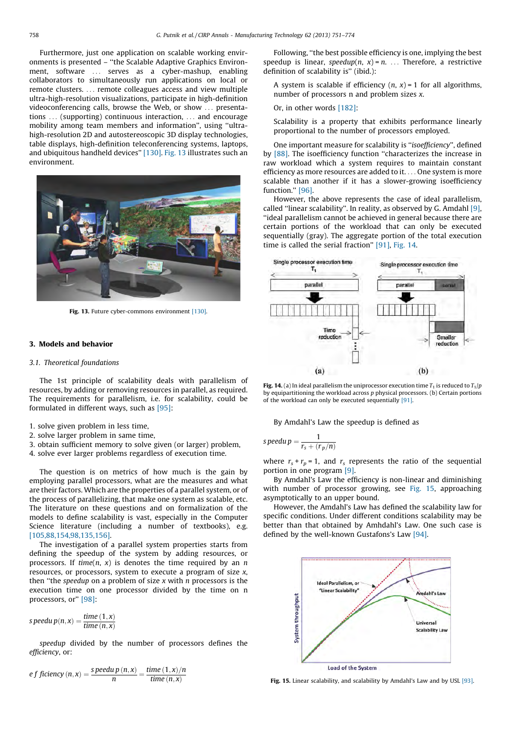Furthermore, just one application on scalable working environments is presented – "the Scalable Adaptive Graphics Environment, software ... serves as a cyber-mashup, enabling collaborators to simultaneously run applications on local or remote clusters. ... remote colleagues access and view multiple ultra-high-resolution visualizations, participate in high-definition videoconferencing calls, browse the Web, or show ... presentations ... (supporting) continuous interaction, ... and encourage mobility among team members and information", using "ultra-high-resolution 2D and autostereoscopic 3D display technologies, table displays, high-definition teleconferencing systems, laptops, and ubiquitous handheld devices" [130]. Fig. 13 illustrates such an environment.

**Fig. 13.** Future cyber-commons environment [130].

## 3. Models and behavior

### 3.1. Theoretical foundations

The 1st principle of scalability deals with parallelism of resources, by adding or removing resources in parallel, as required. The requirements for parallelism, i.e. for scalability, could be formulated in different ways, such as [95]:

1. solve given problem in less time,
2. solve larger problem in same time,
3. obtain sufficient memory to solve given (or larger) problem,
4. solve ever larger problems regardless of execution time.

The question is on metrics of how much is the gain by employing parallel processors, what are the measures and what are their factors. Which are the properties of a parallel system, or of the process of parallelizing, that make one system as scalable, etc. The literature on these questions and on formalization of the models to define scalability is vast, especially in the Computer Science literature (including a number of textbooks), e.g. [105,88,154,98,135,156].

The investigation of a parallel system properties starts from defining the speedup of the system by adding resources, or processors. If *time*(*n*, *x*) is denotes the time required by an *n* resources, or processors, system to execute a program of size *x*, then "the *speedup* on a problem of size *x* with *n* processors is the execution time on one processor divided by the time on n processors, or" [98]:

$$speedup(n,x) = \frac{time\,(1,x)}{time\,(n,x)}$$

*speedup* divided by the number of processors defines the *efficiency*, or:

$$efficiency\,(n,x) = \frac{speedup\,(n,x)}{n} = \frac{time\,(1,x)/n}{time\,(n,x)}$$

Following, "the best possible efficiency is one, implying the best speedup is linear, *speedup*(*n*, *x*) = *n*. ... Therefore, a restrictive definition of scalability is" (ibid.):

> A system is scalable if efficiency (*n*, *x*) = 1 for all algorithms, number of processors n and problem sizes *x*.

Or, in other words [182]:

> Scalability is a property that exhibits performance linearly proportional to the number of processors employed.

One important measure for scalability is "*isoefficiency*", defined by [88]. The isoefficiency function "characterizes the increase in raw workload which a system requires to maintain constant efficiency as more resources are added to it. ... One system is more scalable than another if it has a slower-growing isoefficiency function." [96].

However, the above represents the case of ideal parallelism, called "linear scalability". In reality, as observed by G. Amdahl [9], "ideal parallelism cannot be achieved in general because there are certain portions of the workload that can only be executed sequentially (gray). The aggregate portion of the total execution time is called the serial fraction" [91], Fig. 14.

Single processor execution time
$T_1$
parallel
Time reduction
(a)

Single processor execution time
$T_1$
parallel
serial
Smaller reduction
(b)

**Fig. 14.** (a) In ideal parallelism the uniprocessor execution time $T_1$ is reduced to $T_1/p$ by equipartitioning the workload across *p* physical processors. (b) Certain portions of the workload can only be executed sequentially [91].

By Amdahl's Law the speedup is defined as

$$speedup = \frac{1}{r_s + (r_p/n)}$$

where $r_s + r_p = 1$, and $r_s$ represents the ratio of the sequential portion in one program [9].

By Amdahl's Law the efficiency is non-linear and diminishing with number of processor growing, see Fig. 15, approaching asymptotically to an upper bound.

However, the Amdahl's Law has defined the scalability law for specific conditions. Under different conditions scalability may be better than that obtained by Amhdahl's Law. One such case is defined by the well-known Gustafons's Law [94].

Ideal Parallelism, or "Linear Scalability"
Amdahl's Law
Universal Scalability Law
System throughput
Load of the System

**Fig. 15.** Linear scalability, and scalability by Amdahl's Law and by USL [93].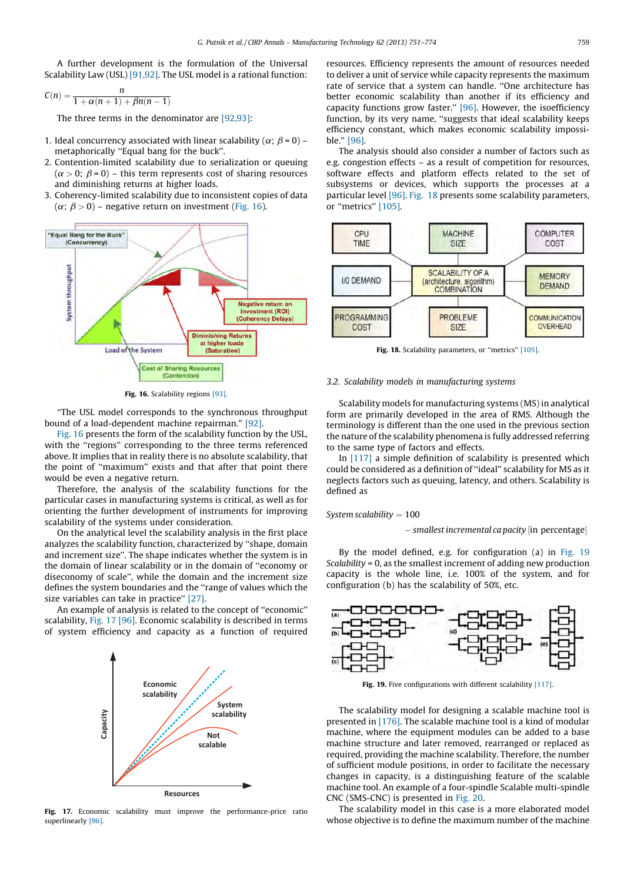A further development is the formulation of the Universal Scalability Law (USL) [91,92]. The USL model is a rational function:

$$C(n) = \frac{n}{1 + \alpha(n+1) + \beta n(n-1)}$$

The three terms in the denominator are [92,93]:

1. Ideal concurrency associated with linear scalability ($\alpha$; $\beta = 0$) – metaphorically "Equal bang for the buck".
2. Contention-limited scalability due to serialization or queuing ($\alpha > 0$; $\beta = 0$) – this term represents cost of sharing resources and diminishing returns at higher loads.
3. Coherency-limited scalability due to inconsistent copies of data ($\alpha$; $\beta > 0$) – negative return on investment (Fig. 16).

"Equal Bang for the Buck" (Concurrency)

System throughput

Load of the System

Negative return on investment (ROI) (Coherency Delays)

Diminishing Returns at higher loads (Saturation)

Cost of Sharing Resources (Contention)

**Fig. 16.** Scalability regions [93].

"The USL model corresponds to the synchronous throughput bound of a load-dependent machine repairman." [92].

Fig. 16 presents the form of the scalability function by the USL, with the "regions" corresponding to the three terms referenced above. It implies that in reality there is no absolute scalability, that the point of "maximum" exists and that after that point there would be even a negative return.

Therefore, the analysis of the scalability functions for the particular cases in manufacturing systems is critical, as well as for orienting the further development of instruments for improving scalability of the systems under consideration.

On the analytical level the scalability analysis in the first place analyzes the scalability function, characterized by "shape, domain and increment size". The shape indicates whether the system is in the domain of linear scalability or in the domain of "economy or diseconomy of scale", while the domain and the increment size defines the system boundaries and the "range of values which the size variables can take in practice" [27].

An example of analysis is related to the concept of "economic" scalability, Fig. 17 [96]. Economic scalability is described in terms of system efficiency and capacity as a function of required resources. Efficiency represents the amount of resources needed to deliver a unit of service while capacity represents the maximum rate of service that a system can handle. "One architecture has better economic scalability than another if its efficiency and capacity functions grow faster." [96]. However, the isoefficiency function, by its very name, "suggests that ideal scalability keeps efficiency constant, which makes economic scalability impossible." [96].

Capacity

Resources

Economic scalability

System scalability

Not scalable

**Fig. 17.** Economic scalability must improve the performance-price ratio superlinearly [96].

The analysis should also consider a number of factors such as e.g. congestion effects – as a result of competition for resources, software effects and platform effects related to the set of subsystems or devices, which supports the processes at a particular level [96]. Fig. 18 presents some scalability parameters, or "metrics" [105].

CPU TIME

MACHINE SIZE

COMPUTER COST

I/0 DEMAND

SCALABILITY OF A (architecture, algorithm) COMBINATION

MEMORY DEMAND

PROGRAMMING COST

PROBLEME SIZE

COMMUNICATION OVERHEAD

**Fig. 18.** Scalability parameters, or "metrics" [105].

### 3.2. Scalability models in manufacturing systems

Scalability models for manufacturing systems (MS) in analytical form are primarily developed in the area of RMS. Although the terminology is different than the one used in the previous section the nature of the scalability phenomena is fully addressed referring to the same type of factors and effects.

In [117] a simple definition of scalability is presented which could be considered as a definition of "ideal" scalability for MS as it neglects factors such as queuing, latency, and others. Scalability is defined as

$$\textit{System scalability} = 100 - \textit{smallest incremental capacity} \text{ [in percentage]}$$

By the model defined, e.g. for configuration (a) in Fig. 19 *Scalability* = 0, as the smallest increment of adding new production capacity is the whole line, i.e. 100% of the system, and for configuration (b) has the scalability of 50%, etc.

(a)

(b)

(c)

(d)

(e)

**Fig. 19.** Five configurations with different scalability [117].

The scalability model for designing a scalable machine tool is presented in [176]. The scalable machine tool is a kind of modular machine, where the equipment modules can be added to a base machine structure and later removed, rearranged or replaced as required, providing the machine scalability. Therefore, the number of sufficient module positions, in order to facilitate the necessary changes in capacity, is a distinguishing feature of the scalable machine tool. An example of a four-spindle Scalable multi-spindle CNC (SMS-CNC) is presented in Fig. 20.

The scalability model in this case is a more elaborated model whose objective is to define the maximum number of the machine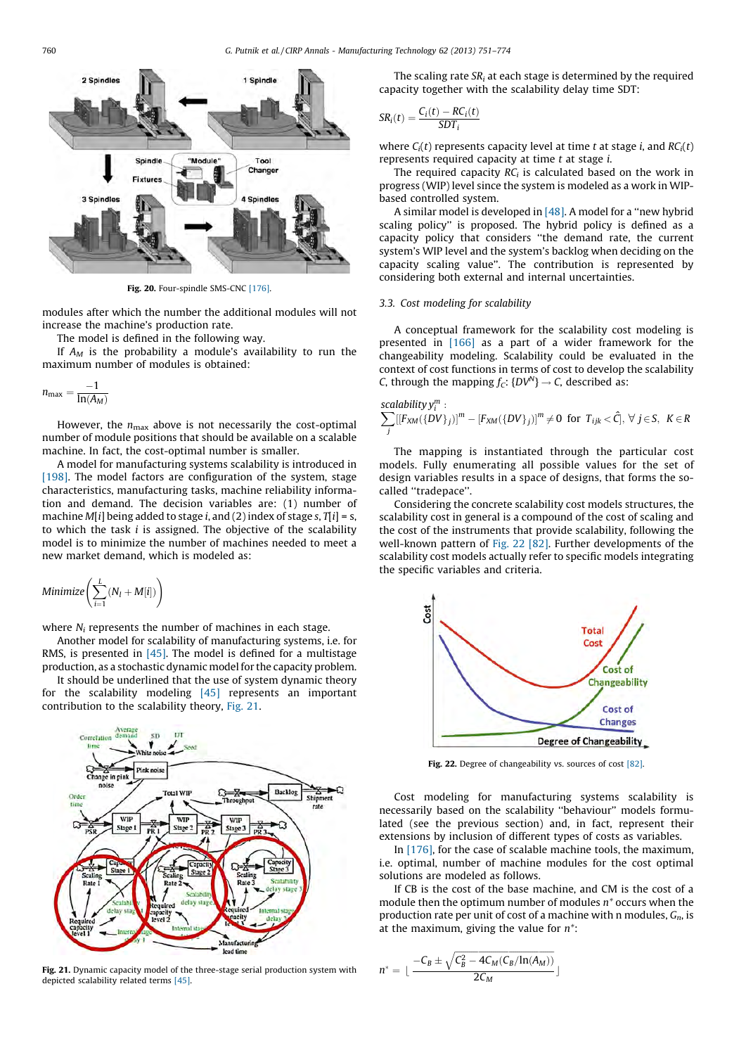2 Spindles

1 Spindle

Spindle

"Module"

Tool Changer

Fixtures

3 Spindles

4 Spindles

**Fig. 20.** Four-spindle SMS-CNC [176].

modules after which the number the additional modules will not increase the machine's production rate.

The model is defined in the following way.

If $A_M$ is the probability a module's availability to run the maximum number of modules is obtained:

$$n_{\max} = \frac{-1}{\ln(A_M)}$$

However, the $n_{\max}$ above is not necessarily the cost-optimal number of module positions that should be available on a scalable machine. In fact, the cost-optimal number is smaller.

A model for manufacturing systems scalability is introduced in [198]. The model factors are configuration of the system, stage characteristics, manufacturing tasks, machine reliability information and demand. The decision variables are: (1) number of machine $M[i]$ being added to stage $i$, and (2) index of stage $s$, $T[i] = s$, to which the task $i$ is assigned. The objective of the scalability model is to minimize the number of machines needed to meet a new market demand, which is modeled as:

$$Minimize\left(\sum_{i=1}^{L}(N_l + M[i])\right)$$

where $N_i$ represents the number of machines in each stage.

Another model for scalability of manufacturing systems, i.e. for RMS, is presented in [45]. The model is defined for a multistage production, as a stochastic dynamic model for the capacity problem.

It should be underlined that the use of system dynamic theory for the scalability modeling [45] represents an important contribution to the scalability theory, Fig. 21.

Correlation time
Average demand
SD
DT
White noise
Seed
Change in pink noise
Pink noise
Backlog
Shipment rate
Throughput
Order time
Total WIP
PSR
WIP Stage 1
PR 1
WIP Stage 2
PR 2
WIP Stage 3
PR 3
Capacity Stage 1
Capacity Stage 2
Capacity Stage 3
Scaling Rate 1
Scaling Rate 2
Scaling Rate 3
Scalability delay stage 1
Scalability delay stage 2
Scalability delay stage 3
Required capacity level 1
Required capacity level 2
Required capacity level 3
Internal stage delay 1
Internal stage
Internal stage delay
Manufacturing lead time

**Fig. 21.** Dynamic capacity model of the three-stage serial production system with depicted scalability related terms [45].

The scaling rate $SR_i$ at each stage is determined by the required capacity together with the scalability delay time SDT:

$$SR_i(t) = \frac{C_i(t) - RC_i(t)}{SDT_i}$$

where $C_i(t)$ represents capacity level at time $t$ at stage $i$, and $RC_i(t)$ represents required capacity at time $t$ at stage $i$.

The required capacity $RC_i$ is calculated based on the work in progress (WIP) level since the system is modeled as a work in WIP-based controlled system.

A similar model is developed in [48]. A model for a ''new hybrid scaling policy'' is proposed. The hybrid policy is defined as a capacity policy that considers ''the demand rate, the current system's WIP level and the system's backlog when deciding on the capacity scaling value''. The contribution is represented by considering both external and internal uncertainties.

### 3.3. Cost modeling for scalability

A conceptual framework for the scalability cost modeling is presented in [166] as a part of a wider framework for the changeability modeling. Scalability could be evaluated in the context of cost functions in terms of cost to develop the scalability $C$, through the mapping $f_C$: $\{DV^N\} \rightarrow C$, described as:

$$\text{scalability } y_i^m : \sum_j [[F_{XM}(\{DV\}_j)]^m - [F_{XM}(\{DV\}_j)]^m \neq 0 \text{ for } T_{ijk} < \hat{C}], \; \forall j \in S, \; K \in R$$

The mapping is instantiated through the particular cost models. Fully enumerating all possible values for the set of design variables results in a space of designs, that forms the so-called ''tradepace''.

Considering the concrete scalability cost models structures, the scalability cost in general is a compound of the cost of scaling and the cost of the instruments that provide scalability, following the well-known pattern of Fig. 22 [82]. Further developments of the scalability cost models actually refer to specific models integrating the specific variables and criteria.

Cost
Total Cost
Cost of Changeability
Cost of Changes
Degree of Changeability

**Fig. 22.** Degree of changeability vs. sources of cost [82].

Cost modeling for manufacturing systems scalability is necessarily based on the scalability ''behaviour'' models formulated (see the previous section) and, in fact, represent their extensions by inclusion of different types of costs as variables.

In [176], for the case of scalable machine tools, the maximum, i.e. optimal, number of machine modules for the cost optimal solutions are modeled as follows.

If CB is the cost of the base machine, and CM is the cost of a module then the optimum number of modules $n^*$ occurs when the production rate per unit of cost of a machine with n modules, $G_n$, is at the maximum, giving the value for $n^*$:

$$n^* = \left\lfloor \frac{-C_B \pm \sqrt{C_B^2 - 4C_M(C_B/\ln(A_M))}}{2C_M} \right\rfloor$$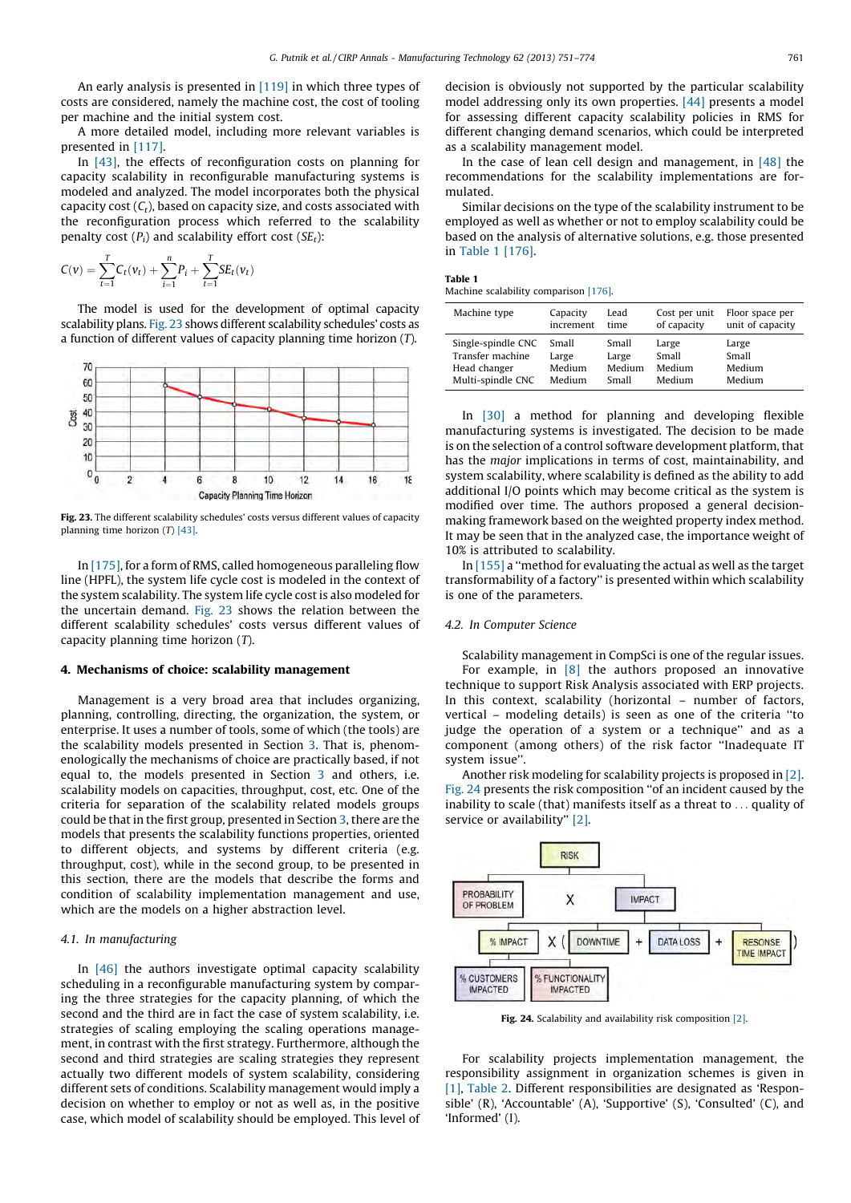An early analysis is presented in [119] in which three types of costs are considered, namely the machine cost, the cost of tooling per machine and the initial system cost.

A more detailed model, including more relevant variables is presented in [117].

In [43], the effects of reconfiguration costs on planning for capacity scalability in reconfigurable manufacturing systems is modeled and analyzed. The model incorporates both the physical capacity cost ($C_t$), based on capacity size, and costs associated with the reconfiguration process which referred to the scalability penalty cost ($P_i$) and scalability effort cost ($SE_t$):

$$C(v) = \sum_{t=1}^{T} C_t(v_t) + \sum_{i=1}^{n} P_i + \sum_{t=1}^{T} SE_t(v_t)$$

The model is used for the development of optimal capacity scalability plans. Fig. 23 shows different scalability schedules' costs as a function of different values of capacity planning time horizon ($T$).

Cost
70
60
50
40
30
20
10
0
0 2 4 6 8 10 12 14 16 18
Capacity Planning Time Horizon

**Fig. 23.** The different scalability schedules' costs versus different values of capacity planning time horizon ($T$) [43].

In [175], for a form of RMS, called homogeneous paralleling flow line (HPFL), the system life cycle cost is modeled in the context of the system scalability. The system life cycle cost is also modeled for the uncertain demand. Fig. 23 shows the relation between the different scalability schedules' costs versus different values of capacity planning time horizon ($T$).

## 4. Mechanisms of choice: scalability management

Management is a very broad area that includes organizing, planning, controlling, directing, the organization, the system, or enterprise. It uses a number of tools, some of which (the tools) are the scalability models presented in Section 3. That is, phenomenologically the mechanisms of choice are practically based, if not equal to, the models presented in Section 3 and others, i.e. scalability models on capacities, throughput, cost, etc. One of the criteria for separation of the scalability related models groups could be that in the first group, presented in Section 3, there are the models that presents the scalability functions properties, oriented to different objects, and systems by different criteria (e.g. throughput, cost), while in the second group, to be presented in this section, there are the models that describe the forms and condition of scalability implementation management and use, which are the models on a higher abstraction level.

### 4.1. In manufacturing

In [46] the authors investigate optimal capacity scalability scheduling in a reconfigurable manufacturing system by comparing the three strategies for the capacity planning, of which the second and the third are in fact the case of system scalability, i.e. strategies of scaling employing the scaling operations management, in contrast with the first strategy. Furthermore, although the second and third strategies are scaling strategies they represent actually two different models of system scalability, considering different sets of conditions. Scalability management would imply a decision on whether to employ or not as well as, in the positive case, which model of scalability should be employed. This level of decision is obviously not supported by the particular scalability model addressing only its own properties. [44] presents a model for assessing different capacity scalability policies in RMS for different changing demand scenarios, which could be interpreted as a scalability management model.

In the case of lean cell design and management, in [48] the recommendations for the scalability implementations are formulated.

Similar decisions on the type of the scalability instrument to be employed as well as whether or not to employ scalability could be based on the analysis of alternative solutions, e.g. those presented in Table 1 [176].

**Table 1**
Machine scalability comparison [176].

| Machine type | Capacity increment | Lead time | Cost per unit of capacity | Floor space per unit of capacity |
|---|---|---|---|---|
| Single-spindle CNC | Small | Small | Large | Large |
| Transfer machine | Large | Large | Small | Small |
| Head changer | Medium | Medium | Medium | Medium |
| Multi-spindle CNC | Medium | Small | Medium | Medium |

In [30] a method for planning and developing flexible manufacturing systems is investigated. The decision to be made is on the selection of a control software development platform, that has the *major* implications in terms of cost, maintainability, and system scalability, where scalability is defined as the ability to add additional I/O points which may become critical as the system is modified over time. The authors proposed a general decision-making framework based on the weighted property index method. It may be seen that in the analyzed case, the importance weight of 10% is attributed to scalability.

In [155] a "method for evaluating the actual as well as the target transformability of a factory" is presented within which scalability is one of the parameters.

### 4.2. In Computer Science

Scalability management in CompSci is one of the regular issues. For example, in [8] the authors proposed an innovative technique to support Risk Analysis associated with ERP projects. In this context, scalability (horizontal – number of factors, vertical – modeling details) is seen as one of the criteria "to judge the operation of a system or a technique" and as a component (among others) of the risk factor "Inadequate IT system issue".

Another risk modeling for scalability projects is proposed in [2]. Fig. 24 presents the risk composition "of an incident caused by the inability to scale (that) manifests itself as a threat to ... quality of service or availability" [2].

RISK
PROBABILITY OF PROBLEM
X
IMPACT
% IMPACT
X (
DOWNTIME
+
DATA LOSS
+
RESONSE TIME IMPACT
)
% CUSTOMERS IMPACTED
% FUNCTIONALITY IMPACTED

**Fig. 24.** Scalability and availability risk composition [2].

For scalability projects implementation management, the responsibility assignment in organization schemes is given in [1], Table 2. Different responsibilities are designated as 'Responsible' (R), 'Accountable' (A), 'Supportive' (S), 'Consulted' (C), and 'Informed' (I).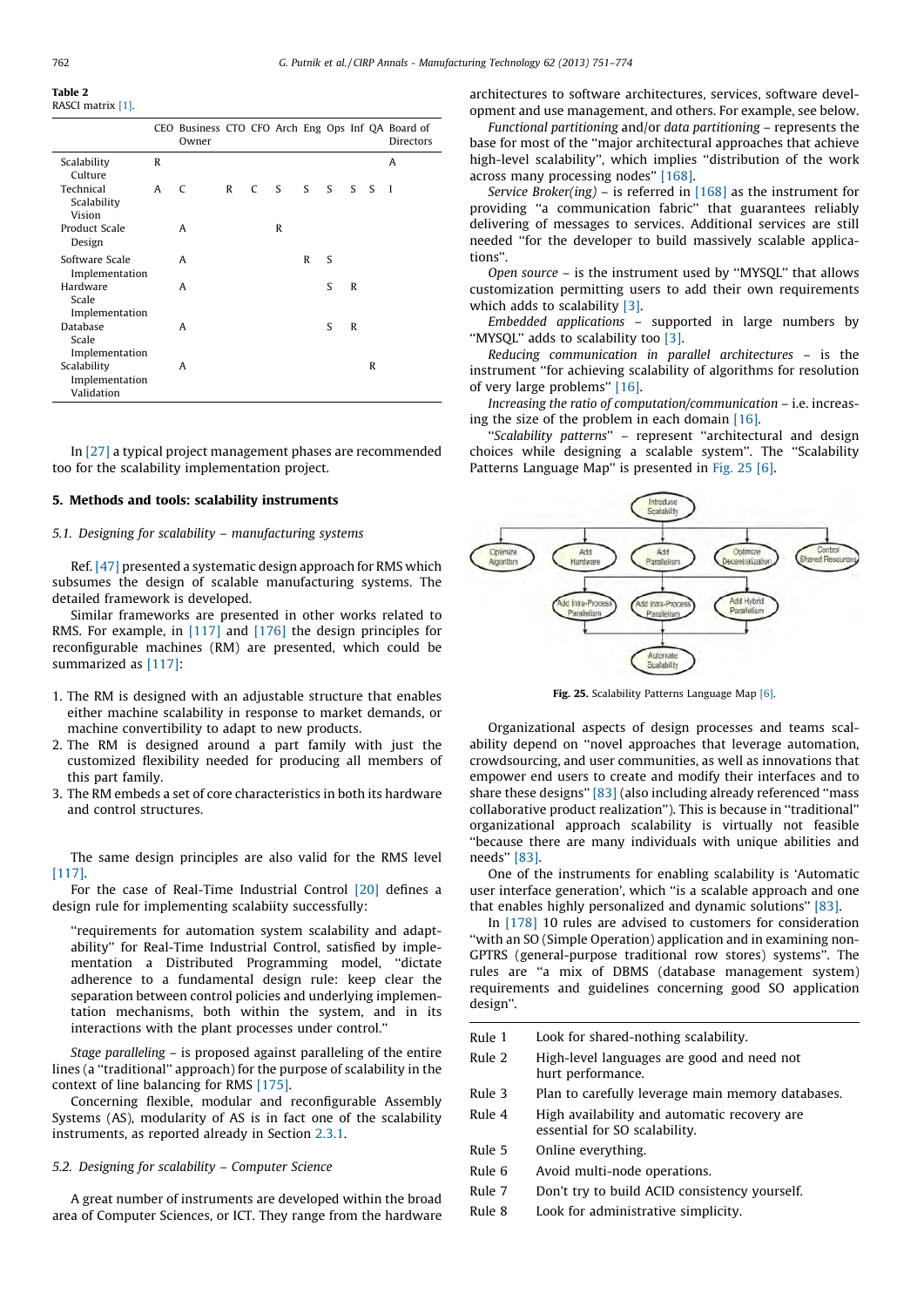**Table 2**
RASCI matrix [1].

| | CEO | Business Owner | CTO | CFO | Arch | Eng | Ops | Inf | QA | Board of Directors |
|---|---|---|---|---|---|---|---|---|---|---|
| Scalability Culture | R | | | | | | | | | A |
| Technical Scalability Vision | A | C | R | C | S | S | S | S | S | I |
| Product Scale Design | | A | | | R | | | | | |
| Software Scale Implementation | | A | | | | R | S | | | |
| Hardware Scale Implementation | | A | | | | | S | R | | |
| Database Scale Implementation | | A | | | | | S | R | | |
| Scalability Implementation Validation | | A | | | | | | | R | |

In [27] a typical project management phases are recommended too for the scalability implementation project.

## 5. Methods and tools: scalability instruments

### 5.1. Designing for scalability – manufacturing systems

Ref. [47] presented a systematic design approach for RMS which subsumes the design of scalable manufacturing systems. The detailed framework is developed.

Similar frameworks are presented in other works related to RMS. For example, in [117] and [176] the design principles for reconfigurable machines (RM) are presented, which could be summarized as [117]:

1. The RM is designed with an adjustable structure that enables either machine scalability in response to market demands, or machine convertibility to adapt to new products.
2. The RM is designed around a part family with just the customized flexibility needed for producing all members of this part family.
3. The RM embeds a set of core characteristics in both its hardware and control structures.

The same design principles are also valid for the RMS level [117].

For the case of Real-Time Industrial Control [20] defines a design rule for implementing scalabiity successfully:

> "requirements for automation system scalability and adaptability" for Real-Time Industrial Control, satisfied by implementation a Distributed Programming model, "dictate adherence to a fundamental design rule: keep clear the separation between control policies and underlying implementation mechanisms, both within the system, and in its interactions with the plant processes under control."

*Stage paralleling* – is proposed against paralleling of the entire lines (a "traditional" approach) for the purpose of scalability in the context of line balancing for RMS [175].

Concerning flexible, modular and reconfigurable Assembly Systems (AS), modularity of AS is in fact one of the scalability instruments, as reported already in Section 2.3.1.

### 5.2. Designing for scalability – Computer Science

A great number of instruments are developed within the broad area of Computer Sciences, or ICT. They range from the hardware architectures to software architectures, services, software development and use management, and others. For example, see below.

*Functional partitioning* and/or *data partitioning* – represents the base for most of the "major architectural approaches that achieve high-level scalability", which implies "distribution of the work across many processing nodes" [168].

*Service Broker(ing)* – is referred in [168] as the instrument for providing "a communication fabric" that guarantees reliably delivering of messages to services. Additional services are still needed "for the developer to build massively scalable applications".

*Open source* – is the instrument used by "MYSQL" that allows customization permitting users to add their own requirements which adds to scalability [3].

*Embedded applications* – supported in large numbers by "MYSQL" adds to scalability too [3].

*Reducing communication in parallel architectures* – is the instrument "for achieving scalability of algorithms for resolution of very large problems" [16].

*Increasing the ratio of computation/communication* – i.e. increasing the size of the problem in each domain [16].

"*Scalability patterns*" – represent "architectural and design choices while designing a scalable system". The "Scalability Patterns Language Map" is presented in Fig. 25 [6].

Introduce Scalability
Optimize Algorithm
Add Hardware
Add Parallelism
Optimize Decentralization
Control Shared Resources
Add Intra-Process Parallelism
Add Intra-Process Parallelism
Add Hybrid Parallelism
Automate Scalability

**Fig. 25.** Scalability Patterns Language Map [6].

Organizational aspects of design processes and teams scalability depend on "novel approaches that leverage automation, crowdsourcing, and user communities, as well as innovations that empower end users to create and modify their interfaces and to share these designs" [83] (also including already referenced "mass collaborative product realization"). This is because in "traditional" organizational approach scalability is virtually not feasible "because there are many individuals with unique abilities and needs" [83].

One of the instruments for enabling scalability is 'Automatic user interface generation', which "is a scalable approach and one that enables highly personalized and dynamic solutions" [83].

In [178] 10 rules are advised to customers for consideration "with an SO (Simple Operation) application and in examining non-GPTRS (general-purpose traditional row stores) systems". The rules are "a mix of DBMS (database management system) requirements and guidelines concerning good SO application design".

| | |
|---|---|
| Rule 1 | Look for shared-nothing scalability. |
| Rule 2 | High-level languages are good and need not hurt performance. |
| Rule 3 | Plan to carefully leverage main memory databases. |
| Rule 4 | High availability and automatic recovery are essential for SO scalability. |
| Rule 5 | Online everything. |
| Rule 6 | Avoid multi-node operations. |
| Rule 7 | Don't try to build ACID consistency yourself. |
| Rule 8 | Look for administrative simplicity. |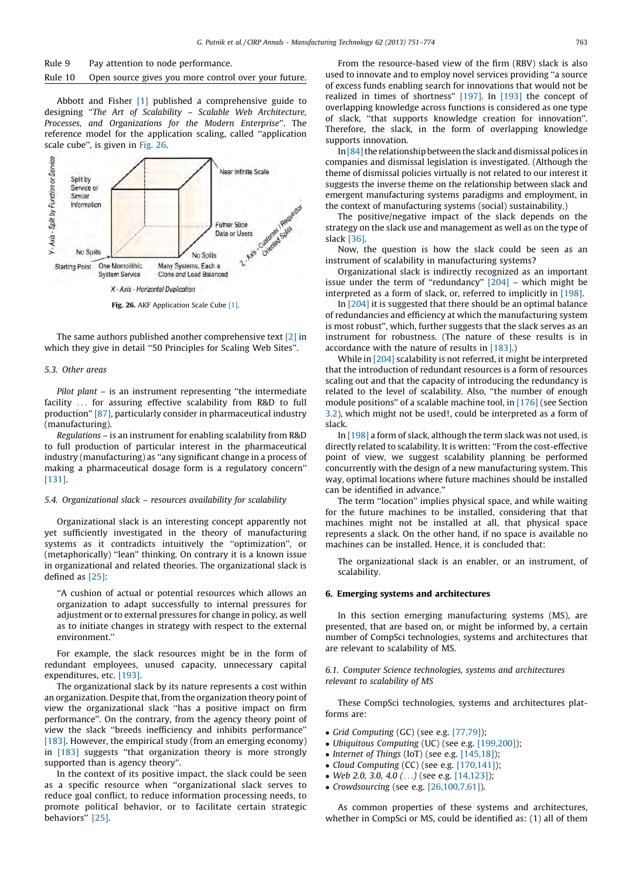| | |
|---|---|
| Rule 9 | Pay attention to node performance. |
| Rule 10 | Open source gives you more control over your future. |

Abbott and Fisher [1] published a comprehensive guide to designing "*The Art of Scalability – Scalable Web Architecture, Processes, and Organizations for the Modern Enterprise*". The reference model for the application scaling, called "application scale cube", is given in Fig. 26.

Y - Axis - Split by Function or Service
Split by Service or Similar Information
Near Infinite Scale
Further Slice Data or Users
Z - Axis - Customer / Requestor Oriented Splits
No Splits
No Splits
Starting Point
One Monolithic System Service
Many Systems, Each a Clone and Load Balanced
X - Axis - Horizontal Duplication

**Fig. 26.** AKF Application Scale Cube [1].

The same authors published another comprehensive text [2] in which they give in detail "50 Principles for Scaling Web Sites".

### 5.3. Other areas

*Pilot plant* – is an instrument representing "the intermediate facility ... for assuring effective scalability from R&D to full production" [87], particularly consider in pharmaceutical industry (manufacturing).

*Regulations* – is an instrument for enabling scalability from R&D to full production of particular interest in the pharmaceutical industry (manufacturing) as "any significant change in a process of making a pharmaceutical dosage form is a regulatory concern" [131].

### 5.4. Organizational slack – resources availability for scalability

Organizational slack is an interesting concept apparently not yet sufficiently investigated in the theory of manufacturing systems as it contradicts intuitively the "optimization", or (metaphorically) "lean" thinking. On contrary it is a known issue in organizational and related theories. The organizational slack is defined as [25]:

> "A cushion of actual or potential resources which allows an organization to adapt successfully to internal pressures for adjustment or to external pressures for change in policy, as well as to initiate changes in strategy with respect to the external environment."

For example, the slack resources might be in the form of redundant employees, unused capacity, unnecessary capital expenditures, etc. [193].

The organizational slack by its nature represents a cost within an organization. Despite that, from the organization theory point of view the organizational slack "has a positive impact on firm performance". On the contrary, from the agency theory point of view the slack "breeds inefficiency and inhibits performance" [183]. However, the empirical study (from an emerging economy) in [183] suggests "that organization theory is more strongly supported than is agency theory".

In the context of its positive impact, the slack could be seen as a specific resource when "organizational slack serves to reduce goal conflict, to reduce information processing needs, to promote political behavior, or to facilitate certain strategic behaviors" [25].

From the resource-based view of the firm (RBV) slack is also used to innovate and to employ novel services providing "a source of excess funds enabling search for innovations that would not be realized in times of shortness" [197]. In [193] the concept of overlapping knowledge across functions is considered as one type of slack, "that supports knowledge creation for innovation". Therefore, the slack, in the form of overlapping knowledge supports innovation.

In [84] the relationship between the slack and dismissal polices in companies and dismissal legislation is investigated. (Although the theme of dismissal policies virtually is not related to our interest it suggests the inverse theme on the relationship between slack and emergent manufacturing systems paradigms and employment, in the context of manufacturing systems (social) sustainability.)

The positive/negative impact of the slack depends on the strategy on the slack use and management as well as on the type of slack [36].

Now, the question is how the slack could be seen as an instrument of scalability in manufacturing systems?

Organizational slack is indirectly recognized as an important issue under the term of "redundancy" [204] – which might be interpreted as a form of slack, or, referred to implicitly in [198].

In [204] it is suggested that there should be an optimal balance of redundancies and efficiency at which the manufacturing system is most robust", which, further suggests that the slack serves as an instrument for robustness. (The nature of these results is in accordance with the nature of results in [183].)

While in [204] scalability is not referred, it might be interpreted that the introduction of redundant resources is a form of resources scaling out and that the capacity of introducing the redundancy is related to the level of scalability. Also, "the number of enough module positions" of a scalable machine tool, in [176] (see Section 3.2), which might not be used!, could be interpreted as a form of slack.

In [198] a form of slack, although the term slack was not used, is directly related to scalability. It is written: "From the cost-effective point of view, we suggest scalability planning be performed concurrently with the design of a new manufacturing system. This way, optimal locations where future machines should be installed can be identified in advance."

The term "location" implies physical space, and while waiting for the future machines to be installed, considering that that machines might not be installed at all, that physical space represents a slack. On the other hand, if no space is available no machines can be installed. Hence, it is concluded that:

> The organizational slack is an enabler, or an instrument, of scalability.

## 6. Emerging systems and architectures

In this section emerging manufacturing systems (MS), are presented, that are based on, or might be informed by, a certain number of CompSci technologies, systems and architectures that are relevant to scalability of MS.

### 6.1. Computer Science technologies, systems and architectures relevant to scalability of MS

These CompSci technologies, systems and architectures platforms are:

- *Grid Computing* (GC) (see e.g. [77,79]);
- *Ubiquitous Computing* (UC) (see e.g. [199,200]);
- *Internet of Things* (IoT) (see e.g. [145,18]);
- *Cloud Computing* (CC) (see e.g. [170,141]);
- *Web 2.0, 3.0, 4.0 (...)* (see e.g. [14,123]);
- *Crowdsourcing* (see e.g. [26,100,7,61]).

As common properties of these systems and architectures, whether in CompSci or MS, could be identified as: (1) all of them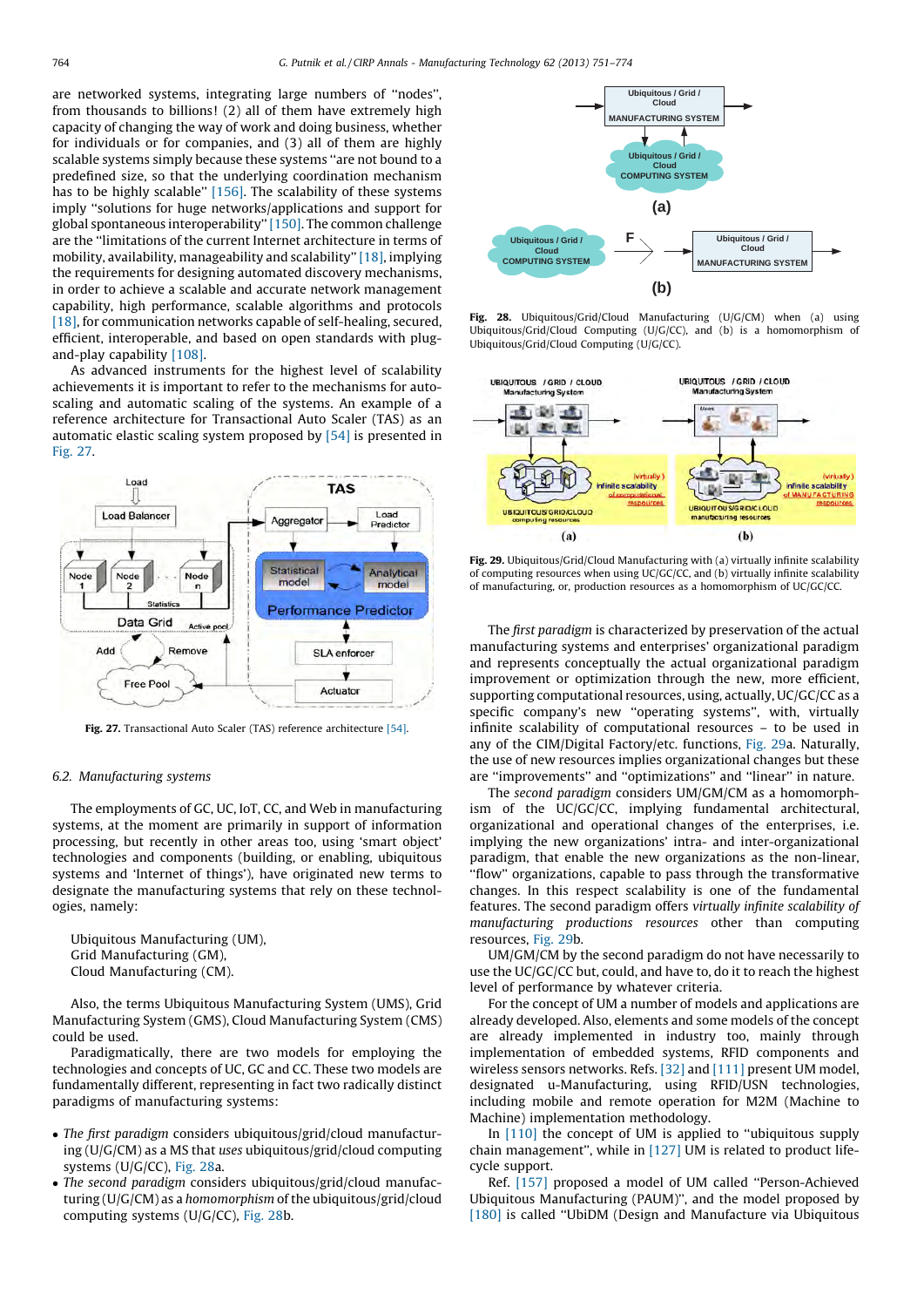are networked systems, integrating large numbers of ''nodes'', from thousands to billions! (2) all of them have extremely high capacity of changing the way of work and doing business, whether for individuals or for companies, and (3) all of them are highly scalable systems simply because these systems ''are not bound to a predefined size, so that the underlying coordination mechanism has to be highly scalable'' [156]. The scalability of these systems imply ''solutions for huge networks/applications and support for global spontaneous interoperability'' [150]. The common challenge are the ''limitations of the current Internet architecture in terms of mobility, availability, manageability and scalability'' [18], implying the requirements for designing automated discovery mechanisms, in order to achieve a scalable and accurate network management capability, high performance, scalable algorithms and protocols [18], for communication networks capable of self-healing, secured, efficient, interoperable, and based on open standards with plug-and-play capability [108].

As advanced instruments for the highest level of scalability achievements it is important to refer to the mechanisms for auto-scaling and automatic scaling of the systems. An example of a reference architecture for Transactional Auto Scaler (TAS) as an automatic elastic scaling system proposed by [54] is presented in Fig. 27.

Load
Load Balancer
Node 1
Node 2
Node n
Statistics
Data Grid
Active pool
Add
Remove
Free Pool
TAS
Aggregator
Load Predictor
Statistical model
Analytical model
Performance Predictor
SLA enforcer
Actuator

**Fig. 27.** Transactional Auto Scaler (TAS) reference architecture [54].

### 6.2. Manufacturing systems

The employments of GC, UC, IoT, CC, and Web in manufacturing systems, at the moment are primarily in support of information processing, but recently in other areas too, using 'smart object' technologies and components (building, or enabling, ubiquitous systems and 'Internet of things'), have originated new terms to designate the manufacturing systems that rely on these technologies, namely:

Ubiquitous Manufacturing (UM),
Grid Manufacturing (GM),
Cloud Manufacturing (CM).

Also, the terms Ubiquitous Manufacturing System (UMS), Grid Manufacturing System (GMS), Cloud Manufacturing System (CMS) could be used.

Pragmatically, there are two models for employing the technologies and concepts of UC, GC and CC. These two models are fundamentally different, representing in fact two radically distinct paradigms of manufacturing systems:

- *The first paradigm* considers ubiquitous/grid/cloud manufacturing (U/G/CM) as a MS that *uses* ubiquitous/grid/cloud computing systems (U/G/CC), Fig. 28a.
- *The second paradigm* considers ubiquitous/grid/cloud manufacturing (U/G/CM) as a *homomorphism* of the ubiquitous/grid/cloud computing systems (U/G/CC), Fig. 28b.

Ubiquitous / Grid / Cloud
MANUFACTURING SYSTEM
Ubiquitous / Grid / Cloud
COMPUTING SYSTEM
(a)
Ubiquitous / Grid / Cloud
COMPUTING SYSTEM
F
Ubiquitous / Grid / Cloud
MANUFACTURING SYSTEM
(b)

**Fig. 28.** Ubiquitous/Grid/Cloud Manufacturing (U/G/CM) when (a) using Ubiquitous/Grid/Cloud Computing (U/G/CC), and (b) is a homomorphism of Ubiquitous/Grid/Cloud Computing (U/G/CC).

UBIQUITOUS / GRID / CLOUD
Manufacturing System
(virtualy) infinite scalability of computational resources
UBIQUITOUS/GRID/CLOUD computing resources
(a)
UBIQUITOUS / GRID / CLOUD
Manufacturing System
Users
(virtualy) infinite scalability of MANUFACTURING resources
UBIQUITOUS/GRID/CLOUD manufacturing resources
(b)

**Fig. 29.** Ubiquitous/Grid/Cloud Manufacturing with (a) virtually infinite scalability of computing resources when using UC/GC/CC, and (b) virtually infinite scalability of manufacturing, or, production resources as a homomorphism of UC/GC/CC.

The *first paradigm* is characterized by preservation of the actual manufacturing systems and enterprises' organizational paradigm and represents conceptually the actual organizational paradigm improvement or optimization through the new, more efficient, supporting computational resources, using, actually, UC/GC/CC as a specific company's new ''operating systems'', with, virtually infinite scalability of computational resources – to be used in any of the CIM/Digital Factory/etc. functions, Fig. 29a. Naturally, the use of new resources implies organizational changes but these are ''improvements'' and ''optimizations'' and ''linear'' in nature.

The *second paradigm* considers UM/GM/CM as a homomorphism of the UC/GC/CC, implying fundamental architectural, organizational and operational changes of the enterprises, i.e. implying the new organizations' intra- and inter-organizational paradigm, that enable the new organizations as the non-linear, ''flow'' organizations, capable to pass through the transformative changes. In this respect scalability is one of the fundamental features. The second paradigm offers *virtually infinite scalability of manufacturing productions resources* other than computing resources, Fig. 29b.

UM/GM/CM by the second paradigm do not have necessarily to use the UC/GC/CC but, could, and have to, do it to reach the highest level of performance by whatever criteria.

For the concept of UM a number of models and applications are already developed. Also, elements and some models of the concept are already implemented in industry too, mainly through implementation of embedded systems, RFID components and wireless sensors networks. Refs. [32] and [111] present UM model, designated u-Manufacturing, using RFID/USN technologies, including mobile and remote operation for M2M (Machine to Machine) implementation methodology.

In [110] the concept of UM is applied to ''ubiquitous supply chain management'', while in [127] UM is related to product life-cycle support.

Ref. [157] proposed a model of UM called ''Person-Achieved Ubiquitous Manufacturing (PAUM)'', and the model proposed by [180] is called ''UbiDM (Design and Manufacture via Ubiquitous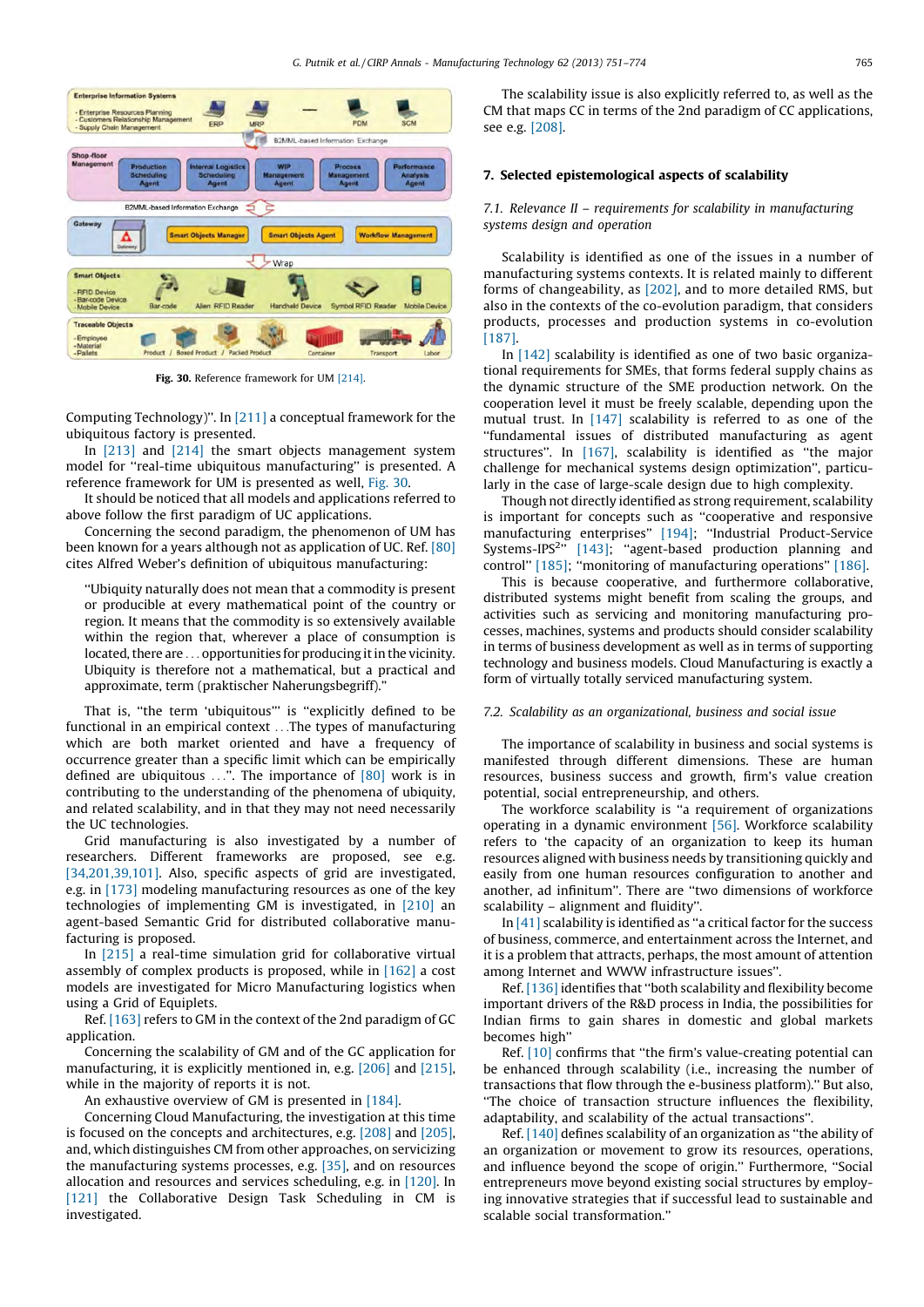Fig. 30. Reference framework for UM [214].

Computing Technology)". In [211] a conceptual framework for the ubiquitous factory is presented.

In [213] and [214] the smart objects management system model for "real-time ubiquitous manufacturing" is presented. A reference framework for UM is presented as well, Fig. 30.

It should be noticed that all models and applications referred to above follow the first paradigm of UC applications.

Concerning the second paradigm, the phenomenon of UM has been known for a years although not as application of UC. Ref. [80] cites Alfred Weber's definition of ubiquitous manufacturing:

> "Ubiquity naturally does not mean that a commodity is present or producible at every mathematical point of the country or region. It means that the commodity is so extensively available within the region that, wherever a place of consumption is located, there are . . . opportunities for producing it in the vicinity. Ubiquity is therefore not a mathematical, but a practical and approximate, term (praktischer Naherungsbegriff)."

That is, "the term 'ubiquitous'" is "explicitly defined to be functional in an empirical context . . .The types of manufacturing which are both market oriented and have a frequency of occurrence greater than a specific limit which can be empirically defined are ubiquitous . . .". The importance of [80] work is in contributing to the understanding of the phenomena of ubiquity, and related scalability, and in that they may not need necessarily the UC technologies.

Grid manufacturing is also investigated by a number of researchers. Different frameworks are proposed, see e.g. [34,201,39,101]. Also, specific aspects of grid are investigated, e.g. in [173] modeling manufacturing resources as one of the key technologies of implementing GM is investigated, in [210] an agent-based Semantic Grid for distributed collaborative manufacturing is proposed.

In [215] a real-time simulation grid for collaborative virtual assembly of complex products is proposed, while in [162] a cost models are investigated for Micro Manufacturing logistics when using a Grid of Equiplets.

Ref. [163] refers to GM in the context of the 2nd paradigm of GC application.

Concerning the scalability of GM and of the GC application for manufacturing, it is explicitly mentioned in, e.g. [206] and [215], while in the majority of reports it is not.

An exhaustive overview of GM is presented in [184].

Concerning Cloud Manufacturing, the investigation at this time is focused on the concepts and architectures, e.g. [208] and [205], and, which distinguishes CM from other approaches, on servicizing the manufacturing systems processes, e.g. [35], and on resources allocation and resources and services scheduling, e.g. in [120]. In [121] the Collaborative Design Task Scheduling in CM is investigated.

The scalability issue is also explicitly referred to, as well as the CM that maps CC in terms of the 2nd paradigm of CC applications, see e.g. [208].

## 7. Selected epistemological aspects of scalability

### 7.1. Relevance II – requirements for scalability in manufacturing systems design and operation

Scalability is identified as one of the issues in a number of manufacturing systems contexts. It is related mainly to different forms of changeability, as [202], and to more detailed RMS, but also in the contexts of the co-evolution paradigm, that considers products, processes and production systems in co-evolution [187].

In [142] scalability is identified as one of two basic organizational requirements for SMEs, that forms federal supply chains as the dynamic structure of the SME production network. On the cooperation level it must be freely scalable, depending upon the mutual trust. In [147] scalability is referred to as one of the "fundamental issues of distributed manufacturing as agent structures". In [167], scalability is identified as "the major challenge for mechanical systems design optimization", particularly in the case of large-scale design due to high complexity.

Though not directly identified as strong requirement, scalability is important for concepts such as "cooperative and responsive manufacturing enterprises" [194]; "Industrial Product-Service Systems-IPS$^2$" [143]; "agent-based production planning and control" [185]; "monitoring of manufacturing operations" [186].

This is because cooperative, and furthermore collaborative, distributed systems might benefit from scaling the groups, and activities such as servicing and monitoring manufacturing processes, machines, systems and products should consider scalability in terms of business development as well as in terms of supporting technology and business models. Cloud Manufacturing is exactly a form of virtually totally serviced manufacturing system.

### 7.2. Scalability as an organizational, business and social issue

The importance of scalability in business and social systems is manifested through different dimensions. These are human resources, business success and growth, firm's value creation potential, social entrepreneurship, and others.

The workforce scalability is "a requirement of organizations operating in a dynamic environment [56]. Workforce scalability refers to 'the capacity of an organization to keep its human resources aligned with business needs by transitioning quickly and easily from one human resources configuration to another and another, ad infinitum". There are "two dimensions of workforce scalability – alignment and fluidity".

In [41] scalability is identified as "a critical factor for the success of business, commerce, and entertainment across the Internet, and it is a problem that attracts, perhaps, the most amount of attention among Internet and WWW infrastructure issues".

Ref. [136] identifies that "both scalability and flexibility become important drivers of the R&D process in India, the possibilities for Indian firms to gain shares in domestic and global markets becomes high"

Ref. [10] confirms that "the firm's value-creating potential can be enhanced through scalability (i.e., increasing the number of transactions that flow through the e-business platform)." But also, "The choice of transaction structure influences the flexibility, adaptability, and scalability of the actual transactions".

Ref. [140] defines scalability of an organization as "the ability of an organization or movement to grow its resources, operations, and influence beyond the scope of origin." Furthermore, "Social entrepreneurs move beyond existing social structures by employing innovative strategies that if successful lead to sustainable and scalable social transformation."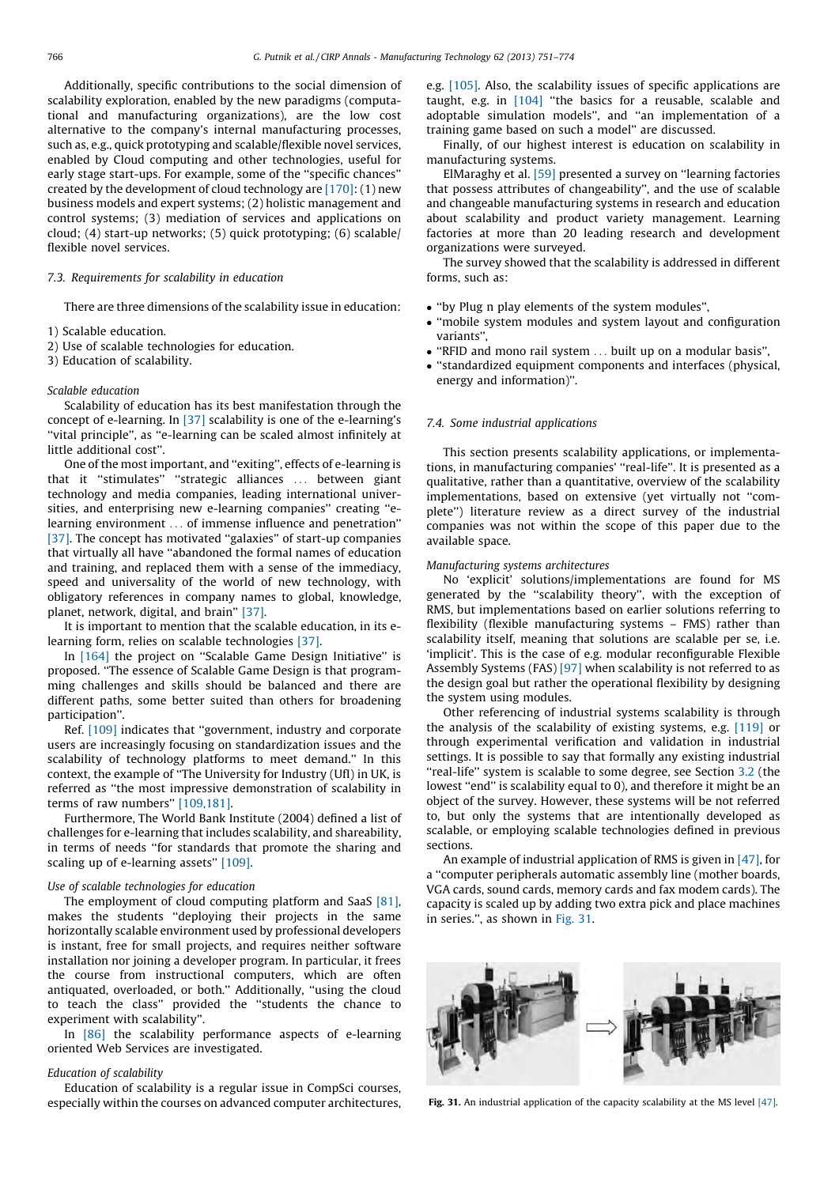Additionally, specific contributions to the social dimension of scalability exploration, enabled by the new paradigms (computational and manufacturing organizations), are the low cost alternative to the company's internal manufacturing processes, such as, e.g., quick prototyping and scalable/flexible novel services, enabled by Cloud computing and other technologies, useful for early stage start-ups. For example, some of the "specific chances" created by the development of cloud technology are [170]: (1) new business models and expert systems; (2) holistic management and control systems; (3) mediation of services and applications on cloud; (4) start-up networks; (5) quick prototyping; (6) scalable/flexible novel services.

### 7.3. Requirements for scalability in education

There are three dimensions of the scalability issue in education:

1) Scalable education.
2) Use of scalable technologies for education.
3) Education of scalability.

*Scalable education*

Scalability of education has its best manifestation through the concept of e-learning. In [37] scalability is one of the e-learning's "vital principle", as "e-learning can be scaled almost infinitely at little additional cost".

One of the most important, and "exiting", effects of e-learning is that it "stimulates" "strategic alliances ... between giant technology and media companies, leading international universities, and enterprising new e-learning companies" creating "e-learning environment ... of immense influence and penetration" [37]. The concept has motivated "galaxies" of start-up companies that virtually all have "abandoned the formal names of education and training, and replaced them with a sense of the immediacy, speed and universality of the world of new technology, with obligatory references in company names to global, knowledge, planet, network, digital, and brain" [37].

It is important to mention that the scalable education, in its e-learning form, relies on scalable technologies [37].

In [164] the project on "Scalable Game Design Initiative" is proposed. "The essence of Scalable Game Design is that programming challenges and skills should be balanced and there are different paths, some better suited than others for broadening participation".

Ref. [109] indicates that "government, industry and corporate users are increasingly focusing on standardization issues and the scalability of technology platforms to meet demand." In this context, the example of "The University for Industry (UfI) in UK, is referred as "the most impressive demonstration of scalability in terms of raw numbers" [109,181].

Furthermore, The World Bank Institute (2004) defined a list of challenges for e-learning that includes scalability, and shareability, in terms of needs "for standards that promote the sharing and scaling up of e-learning assets" [109].

*Use of scalable technologies for education*

The employment of cloud computing platform and SaaS [81], makes the students "deploying their projects in the same horizontally scalable environment used by professional developers is instant, free for small projects, and requires neither software installation nor joining a developer program. In particular, it frees the course from instructional computers, which are often antiquated, overloaded, or both." Additionally, "using the cloud to teach the class" provided the "students the chance to experiment with scalability".

In [86] the scalability performance aspects of e-learning oriented Web Services are investigated.

*Education of scalability*

Education of scalability is a regular issue in CompSci courses, especially within the courses on advanced computer architectures, e.g. [105]. Also, the scalability issues of specific applications are taught, e.g. in [104] "the basics for a reusable, scalable and adoptable simulation models", and "an implementation of a training game based on such a model" are discussed.

Finally, of our highest interest is education on scalability in manufacturing systems.

ElMaraghy et al. [59] presented a survey on "learning factories that possess attributes of changeability", and the use of scalable and changeable manufacturing systems in research and education about scalability and product variety management. Learning factories at more than 20 leading research and development organizations were surveyed.

The survey showed that the scalability is addressed in different forms, such as:

- "by Plug n play elements of the system modules",
- "mobile system modules and system layout and configuration variants",
- "RFID and mono rail system ... built up on a modular basis",
- "standardized equipment components and interfaces (physical, energy and information)".

### 7.4. Some industrial applications

This section presents scalability applications, or implementations, in manufacturing companies' "real-life". It is presented as a qualitative, rather than a quantitative, overview of the scalability implementations, based on extensive (yet virtually not "complete") literature review as a direct survey of the industrial companies was not within the scope of this paper due to the available space.

*Manufacturing systems architectures*

No 'explicit' solutions/implementations are found for MS generated by the "scalability theory", with the exception of RMS, but implementations based on earlier solutions referring to flexibility (flexible manufacturing systems – FMS) rather than scalability itself, meaning that solutions are scalable per se, i.e. 'implicit'. This is the case of e.g. modular reconfigurable Flexible Assembly Systems (FAS) [97] when scalability is not referred to as the design goal but rather the operational flexibility by designing the system using modules.

Other referencing of industrial systems scalability is through the analysis of the scalability of existing systems, e.g. [119] or through experimental verification and validation in industrial settings. It is possible to say that formally any existing industrial "real-life" system is scalable to some degree, see Section 3.2 (the lowest "end" is scalability equal to 0), and therefore it might be an object of the survey. However, these systems will be not referred to, but only the systems that are intentionally developed as scalable, or employing scalable technologies defined in previous sections.

An example of industrial application of RMS is given in [47], for a "computer peripherals automatic assembly line (mother boards, VGA cards, sound cards, memory cards and fax modem cards). The capacity is scaled up by adding two extra pick and place machines in series.", as shown in Fig. 31.

**Fig. 31.** An industrial application of the capacity scalability at the MS level [47].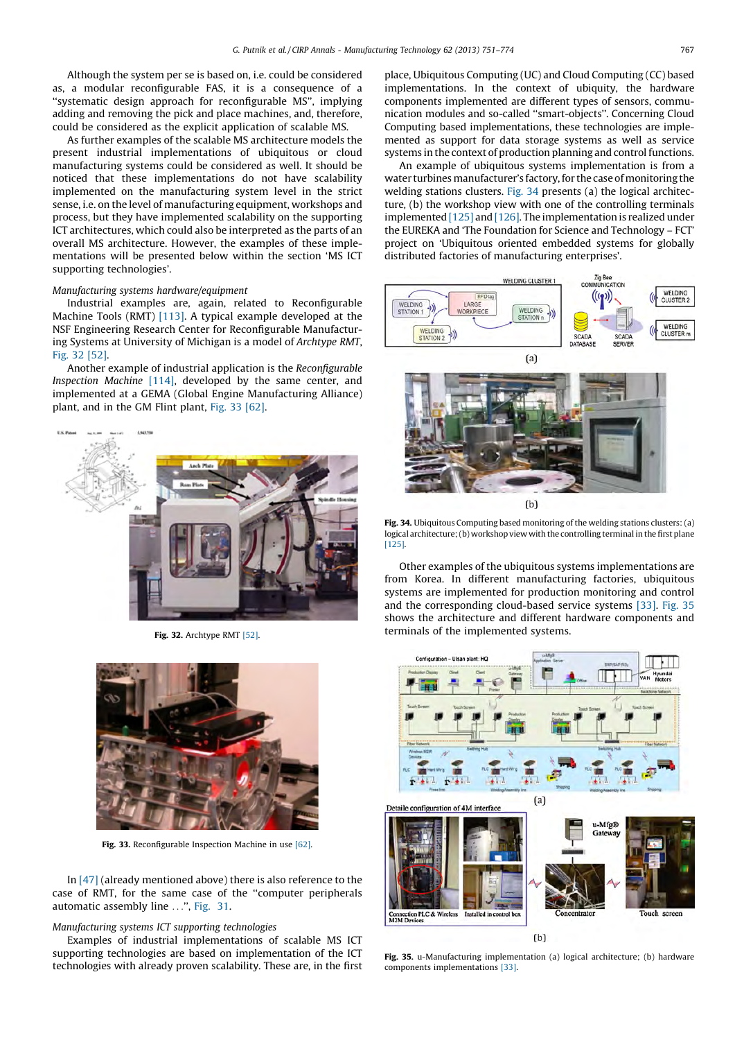Although the system per se is based on, i.e. could be considered as, a modular reconfigurable FAS, it is a consequence of a "systematic design approach for reconfigurable MS", implying adding and removing the pick and place machines, and, therefore, could be considered as the explicit application of scalable MS.

As further examples of the scalable MS architecture models the present industrial implementations of ubiquitous or cloud manufacturing systems could be considered as well. It should be noticed that these implementations do not have scalability implemented on the manufacturing system level in the strict sense, i.e. on the level of manufacturing equipment, workshops and process, but they have implemented scalability on the supporting ICT architectures, which could also be interpreted as the parts of an overall MS architecture. However, the examples of these implementations will be presented below within the section 'MS ICT supporting technologies'.

*Manufacturing systems hardware/equipment*

Industrial examples are, again, related to Reconfigurable Machine Tools (RMT) [113]. A typical example developed at the NSF Engineering Research Center for Reconfigurable Manufacturing Systems at University of Michigan is a model of *Archtype RMT*, Fig. 32 [52].

Another example of industrial application is the *Reconfigurable Inspection Machine* [114], developed by the same center, and implemented at a GEMA (Global Engine Manufacturing Alliance) plant, and in the GM Flint plant, Fig. 33 [62].

**Fig. 32.** Archtype RMT [52].

**Fig. 33.** Reconfigurable Inspection Machine in use [62].

In [47] (already mentioned above) there is also reference to the case of RMT, for the same case of the "computer peripherals automatic assembly line ...", Fig. 31.

*Manufacturing systems ICT supporting technologies*

Examples of industrial implementations of scalable MS ICT supporting technologies are based on implementation of the ICT technologies with already proven scalability. These are, in the first place, Ubiquitous Computing (UC) and Cloud Computing (CC) based implementations. In the context of ubiquity, the hardware components implemented are different types of sensors, communication modules and so-called "smart-objects". Concerning Cloud Computing based implementations, these technologies are implemented as support for data storage systems as well as service systems in the context of production planning and control functions.

An example of ubiquitous systems implementation is from a water turbines manufacturer's factory, for the case of monitoring the welding stations clusters. Fig. 34 presents (a) the logical architecture, (b) the workshop view with one of the controlling terminals implemented [125] and [126]. The implementation is realized under the EUREKA and 'The Foundation for Science and Technology – FCT' project on 'Ubiquitous oriented embedded systems for globally distributed factories of manufacturing enterprises'.

**Fig. 34.** Ubiquitous Computing based monitoring of the welding stations clusters: (a) logical architecture; (b) workshop view with the controlling terminal in the first plane [125].

Other examples of the ubiquitous systems implementations are from Korea. In different manufacturing factories, ubiquitous systems are implemented for production monitoring and control and the corresponding cloud-based service systems [33]. Fig. 35 shows the architecture and different hardware components and terminals of the implemented systems.

**Fig. 35.** u-Manufacturing implementation (a) logical architecture; (b) hardware components implementations [33].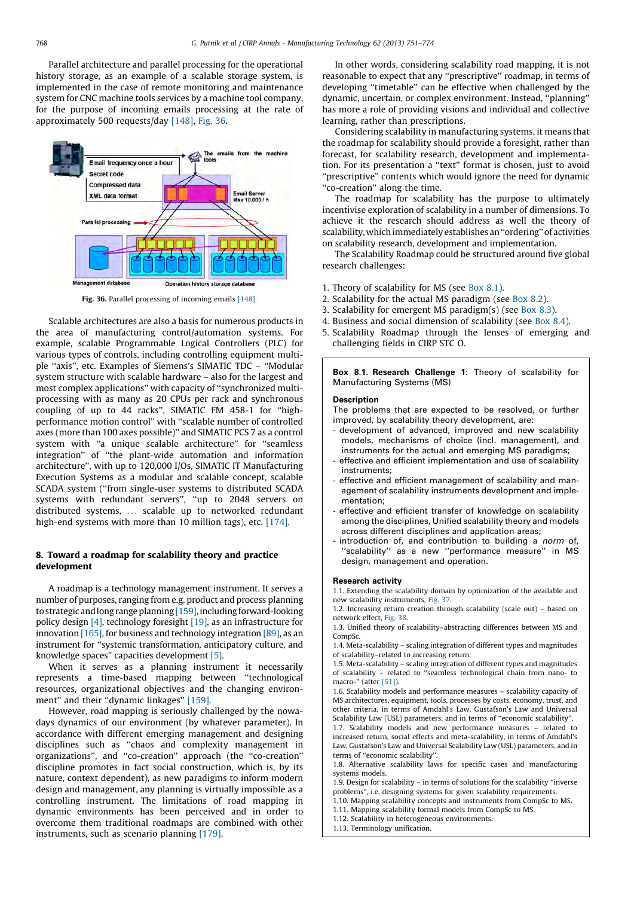Parallel architecture and parallel processing for the operational history storage, as an example of a scalable storage system, is implemented in the case of remote monitoring and maintenance system for CNC machine tools services by a machine tool company, for the purpose of incoming emails processing at the rate of approximately 500 requests/day [148], Fig. 36.

Email frequency once a hour
Secret code
Compressed data
XML data format
The emails from the machine tools
Email Server
Max 10,000 / h
Parallel processing
Management database
Operation history storage database

**Fig. 36.** Parallel processing of incoming emails [148].

Scalable architectures are also a basis for numerous products in the area of manufacturing control/automation systems. For example, scalable Programmable Logical Controllers (PLC) for various types of controls, including controlling equipment multiple ''axis'', etc. Examples of Siemens's SIMATIC TDC – ''Modular system structure with scalable hardware – also for the largest and most complex applications'' with capacity of ''synchronized multiprocessing with as many as 20 CPUs per rack and synchronous coupling of up to 44 racks'', SIMATIC FM 458-1 for ''high-performance motion control'' with ''scalable number of controlled axes (more than 100 axes possible)'' and SIMATIC PCS 7 as a control system with ''a unique scalable architecture'' for ''seamless integration'' of ''the plant-wide automation and information architecture'', with up to 120,000 I/Os, SIMATIC IT Manufacturing Execution Systems as a modular and scalable concept, scalable SCADA system (''from single-user systems to distributed SCADA systems with redundant servers'', ''up to 2048 servers on distributed systems, ... scalable up to networked redundant high-end systems with more than 10 million tags), etc. [174].

## 8. Toward a roadmap for scalability theory and practice development

A roadmap is a technology management instrument. It serves a number of purposes, ranging from e.g. product and process planning to strategic and long range planning [159], including forward-looking policy design [4], technology foresight [19], as an infrastructure for innovation [165], for business and technology integration [89], as an instrument for ''systemic transformation, anticipatory culture, and knowledge spaces'' capacities development [5].

When it serves as a planning instrument it necessarily represents a time-based mapping between ''technological resources, organizational objectives and the changing environment'' and their ''dynamic linkages'' [159].

However, road mapping is seriously challenged by the nowadays dynamics of our environment (by whatever parameter). In accordance with different emerging management and designing disciplines such as ''chaos and complexity management in organizations'', and ''co-creation'' approach (the ''co-creation'' discipline promotes in fact social construction, which is, by its nature, context dependent), as new paradigms to inform modern design and management, any planning is virtually impossible as a controlling instrument. The limitations of road mapping in dynamic environments has been perceived and in order to overcome them traditional roadmaps are combined with other instruments, such as scenario planning [179].

In other words, considering scalability road mapping, it is not reasonable to expect that any ''prescriptive'' roadmap, in terms of developing ''timetable'' can be effective when challenged by the dynamic, uncertain, or complex environment. Instead, ''planning'' has more a role of providing visions and individual and collective learning, rather than prescriptions.

Considering scalability in manufacturing systems, it means that the roadmap for scalability should provide a foresight, rather than forecast, for scalability research, development and implementation. For its presentation a ''text'' format is chosen, just to avoid ''prescriptive'' contents which would ignore the need for dynamic ''co-creation'' along the time.

The roadmap for scalability has the purpose to ultimately incentivise exploration of scalability in a number of dimensions. To achieve it the research should address as well the theory of scalability, which immediately establishes an ''ordering'' of activities on scalability research, development and implementation.

The Scalability Roadmap could be structured around five global research challenges:

1. Theory of scalability for MS (see Box 8.1).
2. Scalability for the actual MS paradigm (see Box 8.2).
3. Scalability for emergent MS paradigm(s) (see Box 8.3).
4. Business and social dimension of scalability (see Box 8.4).
5. Scalability Roadmap through the lenses of emerging and challenging fields in CIRP STC O.

**Box 8.1. Research Challenge 1**: Theory of scalability for Manufacturing Systems (MS)

**Description**

The problems that are expected to be resolved, or further improved, by scalability theory development, are:

- development of advanced, improved and new scalability models, mechanisms of choice (incl. management), and instruments for the actual and emerging MS paradigms;
- effective and efficient implementation and use of scalability instruments;
- effective and efficient management of scalability and management of scalability instruments development and implementation;
- effective and efficient transfer of knowledge on scalability among the disciplines, Unified scalability theory and models across different disciplines and application areas;
- introduction of, and contribution to building a *norm* of, ''scalability'' as a new ''performance measure'' in MS design, management and operation.

**Research activity**

1.1. Extending the scalability domain by optimization of the available and new scalability instruments, Fig. 37.
1.2. Increasing return creation through scalability (scale out) – based on network effect, Fig. 38.
1.3. Unified theory of scalability–abstracting differences between MS and CompSc.
1.4. Meta-scalability – scaling integration of different types and magnitudes of scalability–related to increasing return.
1.5. Meta-scalability – scaling integration of different types and magnitudes of scalability – related to ''seamless technological chain from nano- to macro-'' (after [51]).
1.6. Scalability models and performance measures – scalability capacity of MS architectures, equipment, tools, processes by costs, economy, trust, and other criteria, in terms of Amdahl's Law, Gustafson's Law and Universal Scalability Law (USL) parameters, and in terms of ''economic scalability''.
1.7. Scalability models and new performance measures – related to increased return, social effects and meta-scalability, in terms of Amdahl's Law, Gustafson's Law and Universal Scalability Law (USL) parameters, and in terms of ''economic scalability''.
1.8. Alternative scalability laws for specific cases and manufacturing systems models.
1.9. Design for scalability – in terms of solutions for the scalability ''inverse problems'', i.e. designing systems for given scalability requirements.
1.10. Mapping scalability concepts and instruments from CompSc to MS.
1.11. Mapping scalability formal models from CompSc to MS.
1.12. Scalability in heterogeneous environments.
1.13. Terminology unification.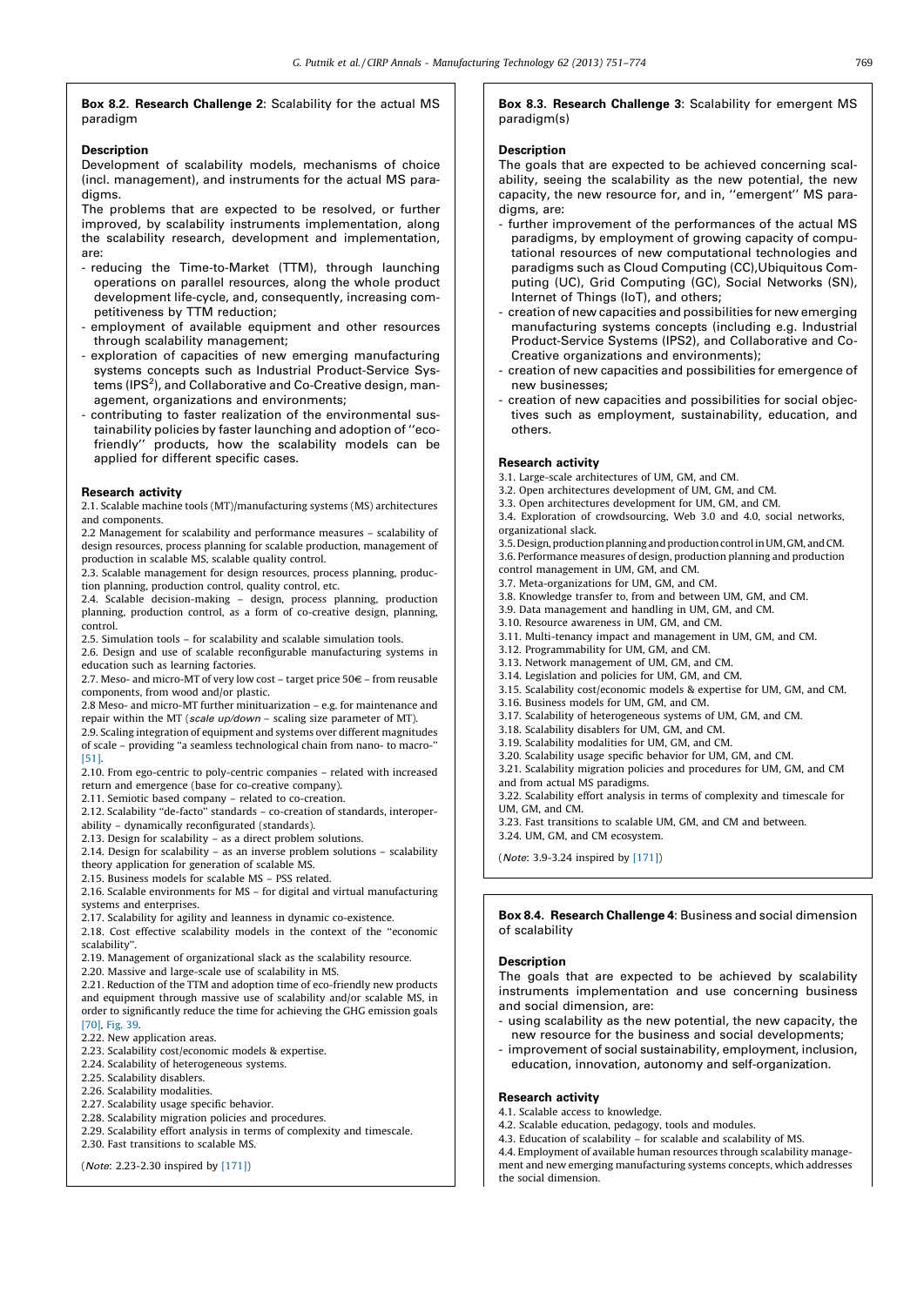**Box 8.2. Research Challenge 2**: Scalability for the actual MS paradigm

**Description**

Development of scalability models, mechanisms of choice (incl. management), and instruments for the actual MS paradigms.

The problems that are expected to be resolved, or further improved, by scalability instruments implementation, along the scalability research, development and implementation, are:

- reducing the Time-to-Market (TTM), through launching operations on parallel resources, along the whole product development life-cycle, and, consequently, increasing competitiveness by TTM reduction;
- employment of available equipment and other resources through scalability management;
- exploration of capacities of new emerging manufacturing systems concepts such as Industrial Product-Service Systems ($IPS^2$), and Collaborative and Co-Creative design, management, organizations and environments;
- contributing to faster realization of the environmental sustainability policies by faster launching and adoption of ''eco-friendly'' products, how the scalability models can be applied for different specific cases.

**Research activity**

2.1. Scalable machine tools (MT)/manufacturing systems (MS) architectures and components.

2.2 Management for scalability and performance measures – scalability of design resources, process planning for scalable production, management of production in scalable MS, scalable quality control.

2.3. Scalable management for design resources, process planning, production planning, production control, quality control, etc.

2.4. Scalable decision-making – design, process planning, production planning, production control, as a form of co-creative design, planning, control.

2.5. Simulation tools – for scalability and scalable simulation tools.

2.6. Design and use of scalable reconfigurable manufacturing systems in education such as learning factories.

2.7. Meso- and micro-MT of very low cost – target price 50€ – from reusable components, from wood and/or plastic.

2.8 Meso- and micro-MT further miniaturization – e.g. for maintenance and repair within the MT (*scale up/down* – scaling size parameter of MT).

2.9. Scaling integration of equipment and systems over different magnitudes of scale – providing ''a seamless technological chain from nano- to macro-'' [51].

2.10. From ego-centric to poly-centric companies – related with increased return and emergence (base for co-creative company).

2.11. Semiotic based company – related to co-creation.

2.12. Scalability ''de-facto'' standards – co-creation of standards, interoperability – dynamically reconfigurated (standards).

2.13. Design for scalability – as a direct problem solutions.

2.14. Design for scalability – as an inverse problem solutions – scalability theory application for generation of scalable MS.

2.15. Business models for scalable MS – PSS related.

2.16. Scalable environments for MS – for digital and virtual manufacturing systems and enterprises.

2.17. Scalability for agility and leanness in dynamic co-existence.

2.18. Cost effective scalability models in the context of the ''economic scalability''.

2.19. Management of organizational slack as the scalability resource.

2.20. Massive and large-scale use of scalability in MS.

2.21. Reduction of the TTM and adoption time of eco-friendly new products and equipment through massive use of scalability and/or scalable MS, in order to significantly reduce the time for achieving the GHG emission goals [70], Fig. 39.

2.22. New application areas.

2.23. Scalability cost/economic models & expertise.

2.24. Scalability of heterogeneous systems.

2.25. Scalability disablers.

2.26. Scalability modalities.

2.27. Scalability usage specific behavior.

2.28. Scalability migration policies and procedures.

2.29. Scalability effort analysis in terms of complexity and timescale.

2.30. Fast transitions to scalable MS.

(*Note*: 2.23-2.30 inspired by [171])

**Box 8.3. Research Challenge 3**: Scalability for emergent MS paradigm(s)

**Description**

The goals that are expected to be achieved concerning scalability, seeing the scalability as the new potential, the new capacity, the new resource for, and in, ''emergent'' MS paradigms, are:

- further improvement of the performances of the actual MS paradigms, by employment of growing capacity of computational resources of new computational technologies and paradigms such as Cloud Computing (CC),Ubiquitous Computing (UC), Grid Computing (GC), Social Networks (SN), Internet of Things (IoT), and others;
- creation of new capacities and possibilities for new emerging manufacturing systems concepts (including e.g. Industrial Product-Service Systems (IPS2), and Collaborative and Co-Creative organizations and environments);
- creation of new capacities and possibilities for emergence of new businesses;
- creation of new capacities and possibilities for social objectives such as employment, sustainability, education, and others.

**Research activity**

3.1. Large-scale architectures of UM, GM, and CM.

3.2. Open architectures development of UM, GM, and CM.

3.3. Open architectures development for UM, GM, and CM.

3.4. Exploration of crowdsourcing, Web 3.0 and 4.0, social networks, organizational slack.

3.5. Design, production planning and production control in UM, GM, and CM.

3.6. Performance measures of design, production planning and production control management in UM, GM, and CM.

3.7. Meta-organizations for UM, GM, and CM.

3.8. Knowledge transfer to, from and between UM, GM, and CM.

3.9. Data management and handling in UM, GM, and CM.

3.10. Resource awareness in UM, GM, and CM.

3.11. Multi-tenancy impact and management in UM, GM, and CM.

3.12. Programmability for UM, GM, and CM.

3.13. Network management of UM, GM, and CM.

3.14. Legislation and policies for UM, GM, and CM.

3.15. Scalability cost/economic models & expertise for UM, GM, and CM.

3.16. Business models for UM, GM, and CM.

3.17. Scalability of heterogeneous systems of UM, GM, and CM.

3.18. Scalability disablers for UM, GM, and CM.

3.19. Scalability modalities for UM, GM, and CM.

3.20. Scalability usage specific behavior for UM, GM, and CM.

3.21. Scalability migration policies and procedures for UM, GM, and CM and from actual MS paradigms.

3.22. Scalability effort analysis in terms of complexity and timescale for UM, GM, and CM.

3.23. Fast transitions to scalable UM, GM, and CM and between.

3.24. UM, GM, and CM ecosystem.

(*Note*: 3.9-3.24 inspired by [171])

**Box 8.4. Research Challenge 4**: Business and social dimension of scalability

**Description**

The goals that are expected to be achieved by scalability instruments implementation and use concerning business and social dimension, are:

- using scalability as the new potential, the new capacity, the new resource for the business and social developments;
- improvement of social sustainability, employment, inclusion, education, innovation, autonomy and self-organization.

**Research activity**

4.1. Scalable access to knowledge.

4.2. Scalable education, pedagogy, tools and modules.

4.3. Education of scalability – for scalable and scalability of MS.

4.4. Employment of available human resources through scalability management and new emerging manufacturing systems concepts, which addresses the social dimension.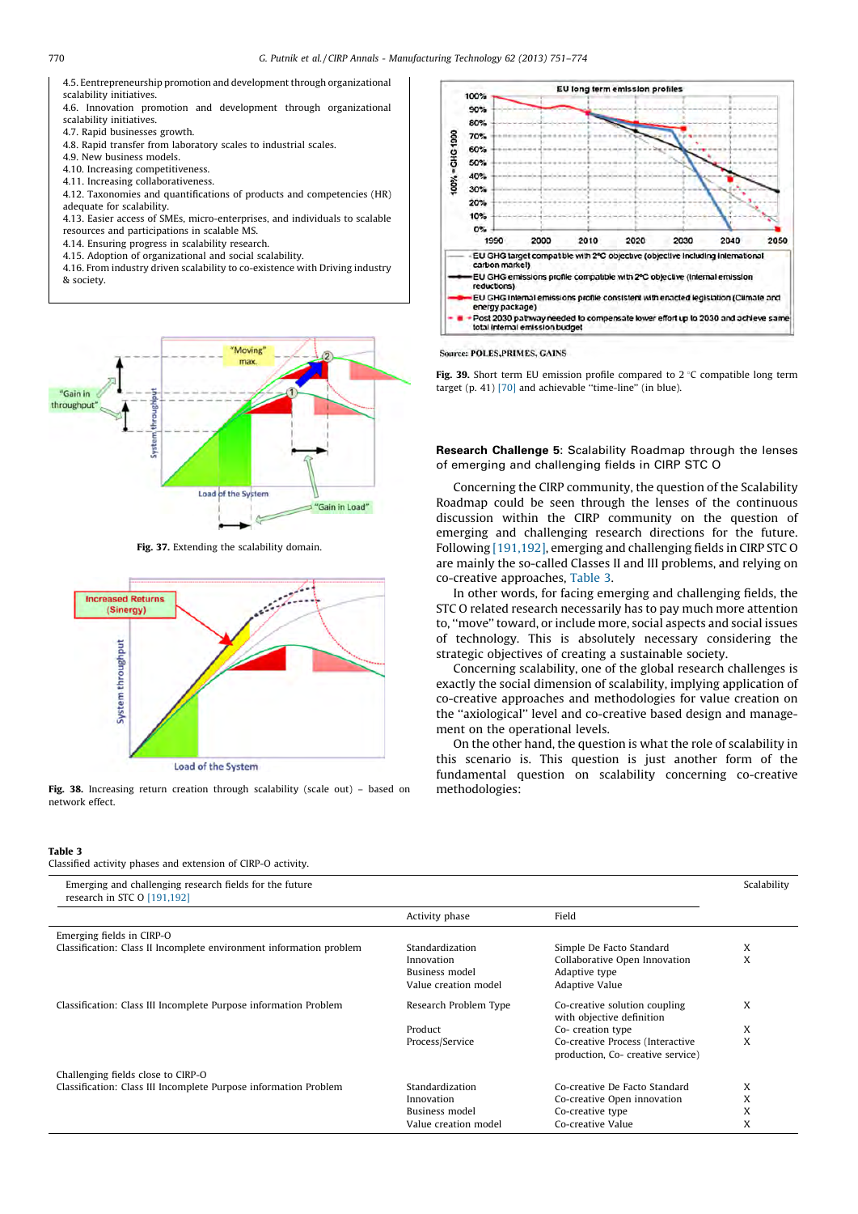4.5. Eentrepreneurship promotion and development through organizational scalability initiatives.
4.6. Innovation promotion and development through organizational scalability initiatives.
4.7. Rapid businesses growth.
4.8. Rapid transfer from laboratory scales to industrial scales.
4.9. New business models.
4.10. Increasing competitiveness.
4.11. Increasing collaborativeness.
4.12. Taxonomies and quantifications of products and competencies (HR) adequate for scalability.
4.13. Easier access of SMEs, micro-enterprises, and individuals to scalable resources and participations in scalable MS.
4.14. Ensuring progress in scalability research.
4.15. Adoption of organizational and social scalability.
4.16. From industry driven scalability to co-existence with Driving industry & society.

"Moving" max.
"Gain in throughput"
System throughput
Load of the System
"Gain in Load"
1
2

**Fig. 37.** Extending the scalability domain.

Increased Returns (Synergy)
System throughput
Load of the System

**Fig. 38.** Increasing return creation through scalability (scale out) – based on network effect.

EU long term emission profiles
100% = GHG 1990
100%
90%
80%
70%
60%
50%
40%
30%
20%
10%
0%
1990 2000 2010 2020 2030 2040 2050
EU GHG target compatible with 2°C objective (objective including international carbon market)
EU GHG emissions profile compatible with 2°C objective (internal emission reductions)
EU GHG internal emissions profile consistent with enacted legislation (Climate and energy package)
Post 2030 pathway needed to compensate lower effort up to 2030 and achieve same total internal emission budget

Source: POLES,PRIMES, GAINS

**Fig. 39.** Short term EU emission profile compared to 2 °C compatible long term target (p. 41) [70] and achievable "time-line" (in blue).

**Research Challenge 5**: Scalability Roadmap through the lenses of emerging and challenging fields in CIRP STC O

Concerning the CIRP community, the question of the Scalability Roadmap could be seen through the lenses of the continuous discussion within the CIRP community on the question of emerging and challenging research directions for the future. Following [191,192], emerging and challenging fields in CIRP STC O are mainly the so-called Classes II and III problems, and relying on co-creative approaches, Table 3.

In other words, for facing emerging and challenging fields, the STC O related research necessarily has to pay much more attention to, "move" toward, or include more, social aspects and social issues of technology. This is absolutely necessary considering the strategic objectives of creating a sustainable society.

Concerning scalability, one of the global research challenges is exactly the social dimension of scalability, implying application of co-creative approaches and methodologies for value creation on the "axiological" level and co-creative based design and management on the operational levels.

On the other hand, the question is what the role of scalability in this scenario is. This question is just another form of the fundamental question on scalability concerning co-creative methodologies:

**Table 3**
Classified activity phases and extension of CIRP-O activity.

| Emerging and challenging research fields for the future research in STC O [191,192] | | | Scalability |
|---|---|---|---|
| | Activity phase | Field | |
| Emerging fields in CIRP-O | | | |
| Classification: Class II Incomplete environment information problem | Standardization | Simple De Facto Standard | X |
| | Innovation | Collaborative Open Innovation | X |
| | Business model | Adaptive type | |
| | Value creation model | Adaptive Value | |
| Classification: Class III Incomplete Purpose information Problem | Research Problem Type | Co-creative solution coupling with objective definition | X |
| | Product | Co- creation type | X |
| | Process/Service | Co-creative Process (Interactive production, Co- creative service) | X |
| Challenging fields close to CIRP-O | | | |
| Classification: Class III Incomplete Purpose information Problem | Standardization | Co-creative De Facto Standard | X |
| | Innovation | Co-creative Open innovation | X |
| | Business model | Co-creative type | X |
| | Value creation model | Co-creative Value | X |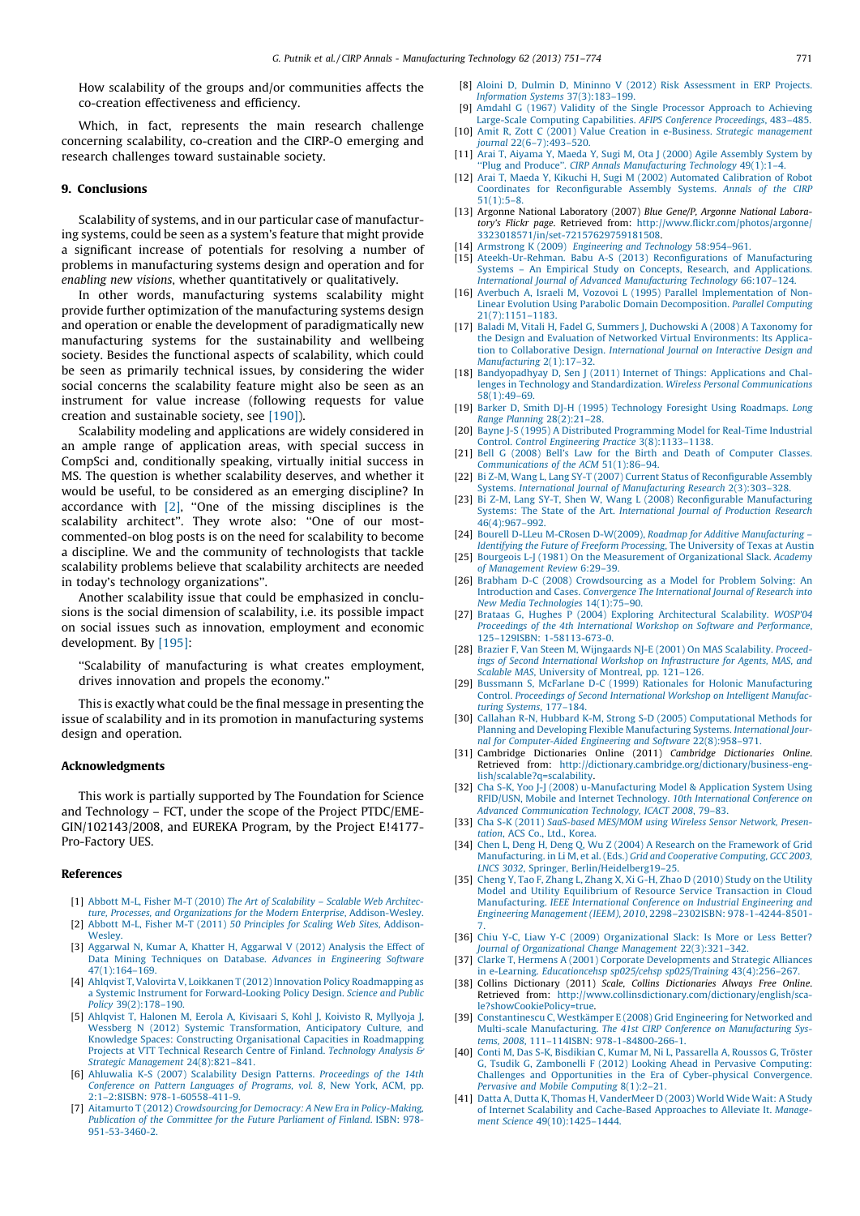How scalability of the groups and/or communities affects the co-creation effectiveness and efficiency.

Which, in fact, represents the main research challenge concerning scalability, co-creation and the CIRP-O emerging and research challenges toward sustainable society.

## 9. Conclusions

Scalability of systems, and in our particular case of manufacturing systems, could be seen as a system's feature that might provide a significant increase of potentials for resolving a number of problems in manufacturing systems design and operation and for *enabling new visions*, whether quantitatively or qualitatively.

In other words, manufacturing systems scalability might provide further optimization of the manufacturing systems design and operation or enable the development of paradigmatically new manufacturing systems for the sustainability and wellbeing society. Besides the functional aspects of scalability, which could be seen as primarily technical issues, by considering the wider social concerns the scalability feature might also be seen as an instrument for value increase (following requests for value creation and sustainable society, see [190]).

Scalability modeling and applications are widely considered in an ample range of application areas, with special success in CompSci and, conditionally speaking, virtually initial success in MS. The question is whether scalability deserves, and whether it would be useful, to be considered as an emerging discipline? In accordance with [2], "One of the missing disciplines is the scalability architect". They wrote also: "One of our most-commented-on blog posts is on the need for scalability to become a discipline. We and the community of technologists that tackle scalability problems believe that scalability architects are needed in today's technology organizations".

Another scalability issue that could be emphasized in conclusions is the social dimension of scalability, i.e. its possible impact on social issues such as innovation, employment and economic development. By [195]:

"Scalability of manufacturing is what creates employment, drives innovation and propels the economy."

This is exactly what could be the final message in presenting the issue of scalability and in its promotion in manufacturing systems design and operation.

## Acknowledgments

This work is partially supported by The Foundation for Science and Technology – FCT, under the scope of the Project PTDC/EME-GIN/102143/2008, and EUREKA Program, by the Project E!4177-Pro-Factory UES.

## References

[1] Abbott M-L, Fisher M-T (2010) *The Art of Scalability – Scalable Web Architecture, Processes, and Organizations for the Modern Enterprise*, Addison-Wesley.
[2] Abbott M-L, Fisher M-T (2011) *50 Principles for Scaling Web Sites*, Addison-Wesley.
[3] Aggarwal N, Kumar A, Khatter H, Aggarwal V (2012) Analysis the Effect of Data Mining Techniques on Database. *Advances in Engineering Software* 47(1):164–169.
[4] Ahlqvist T, Valovirta V, Loikkanen T (2012) Innovation Policy Roadmapping as a Systemic Instrument for Forward-Looking Policy Design. *Science and Public Policy* 39(2):178–190.
[5] Ahlqvist T, Halonen M, Eerola A, Kivisaari S, Kohl J, Koivisto R, Myllyoja J, Wessberg N (2012) Systemic Transformation, Anticipatory Culture, and Knowledge Spaces: Constructing Organisational Capacities in Roadmapping Projects at VTT Technical Research Centre of Finland. *Technology Analysis & Strategic Management* 24(8):821–841.
[6] Ahluwalia K-S (2007) Scalability Design Patterns. *Proceedings of the 14th Conference on Pattern Languages of Programs, vol. 8*, New York, ACM, pp. 2:1–2:8ISBN: 978-1-60558-411-9.
[7] Aitamurto T (2012) *Crowdsourcing for Democracy: A New Era in Policy-Making, Publication of the Committee for the Future Parliament of Finland*. ISBN: 978-951-53-3460-2.
[8] Aloini D, Dulmin D, Mininno V (2012) Risk Assessment in ERP Projects. *Information Systems* 37(3):183–199.
[9] Amdahl G (1967) Validity of the Single Processor Approach to Achieving Large-Scale Computing Capabilities. *AFIPS Conference Proceedings*, 483–485.
[10] Amit R, Zott C (2001) Value Creation in e-Business. *Strategic management journal* 22(6–7):493–520.
[11] Arai T, Aiyama Y, Maeda Y, Sugi M, Ota J (2000) Agile Assembly System by "Plug and Produce". *CIRP Annals Manufacturing Technology* 49(1):1–4.
[12] Arai T, Maeda Y, Kikuchi H, Sugi M (2002) Automated Calibration of Robot Coordinates for Reconfigurable Assembly Systems. *Annals of the CIRP* 51(1):5–8.
[13] Argonne National Laboratory (2007) *Blue Gene/P, Argonne National Laboratory's Flickr page*. Retrieved from: http://www.flickr.com/photos/argonne/3323018571/in/set-72157629759181508.
[14] Armstrong K (2009) *Engineering and Technology* 58:954–961.
[15] Ateekh-Ur-Rehman. Babu A-S (2013) Reconfigurations of Manufacturing Systems – An Empirical Study on Concepts, Research, and Applications. *International Journal of Advanced Manufacturing Technology* 66:107–124.
[16] Averbuch A, Israeli M, Vozovoi L (1995) Parallel Implementation of Non-Linear Evolution Using Parabolic Domain Decomposition. *Parallel Computing* 21(7):1151–1183.
[17] Baladi M, Vitali H, Fadel G, Summers J, Duchowski A (2008) A Taxonomy for the Design and Evaluation of Networked Virtual Environments: Its Application to Collaborative Design. *International Journal on Interactive Design and Manufacturing* 2(1):17–32.
[18] Bandyopadhyay D, Sen J (2011) Internet of Things: Applications and Challenges in Technology and Standardization. *Wireless Personal Communications* 58(1):49–69.
[19] Barker D, Smith DJ-H (1995) Technology Foresight Using Roadmaps. *Long Range Planning* 28(2):21–28.
[20] Bayne J-S (1995) A Distributed Programming Model for Real-Time Industrial Control. *Control Engineering Practice* 3(8):1133–1138.
[21] Bell G (2008) Bell's Law for the Birth and Death of Computer Classes. *Communications of the ACM* 51(1):86–94.
[22] Bi Z-M, Wang L, Lang SY-T (2007) Current Status of Reconfigurable Assembly Systems. *International Journal of Manufacturing Research* 2(3):303–328.
[23] Bi Z-M, Lang SY-T, Shen W, Wang L (2008) Reconfigurable Manufacturing Systems: The State of the Art. *International Journal of Production Research* 46(4):967–992.
[24] Bourell D-LLeu M-CRosen D-W(2009), *Roadmap for Additive Manufacturing – Identifying the Future of Freeform Processing*, The University of Texas at Austin
[25] Bourgeois L-J (1981) On the Measurement of Organizational Slack. *Academy of Management Review* 6:29–39.
[26] Brabham D-C (2008) Crowdsourcing as a Model for Problem Solving: An Introduction and Cases. *Convergence The International Journal of Research into New Media Technologies* 14(1):75–90.
[27] Brataas G, Hughes P (2004) Exploring Architectural Scalability. *WOSP'04 Proceedings of the 4th International Workshop on Software and Performance*, 125–129ISBN: 1-58113-673-0.
[28] Brazier F, Van Steen M, Wijngaards NJ-E (2001) On MAS Scalability. *Proceedings of Second International Workshop on Infrastructure for Agents, MAS, and Scalable MAS*, University of Montreal, pp. 121–126.
[29] Bussmann S, McFarlane D-C (1999) Rationales for Holonic Manufacturing Control. *Proceedings of Second International Workshop on Intelligent Manufacturing Systems*, 177–184.
[30] Callahan R-N, Hubbard K-M, Strong S-D (2005) Computational Methods for Planning and Developing Flexible Manufacturing Systems. *International Journal for Computer-Aided Engineering and Software* 22(8):958–971.
[31] Cambridge Dictionaries Online (2011) *Cambridge Dictionaries Online*. Retrieved from: http://dictionary.cambridge.org/dictionary/business-english/scalable?q=scalability.
[32] Cha S-K, Yoo J-J (2008) u-Manufacturing Model & Application System Using RFID/USN, Mobile and Internet Technology. *10th International Conference on Advanced Communication Technology, ICACT 2008*, 79–83.
[33] Cha S-K (2011) *SaaS-based MES/MOM using Wireless Sensor Network, Presentation*, ACS Co., Ltd., Korea.
[34] Chen L, Deng H, Deng Q, Wu Z (2004) A Research on the Framework of Grid Manufacturing. in Li M, et al. (Eds.) *Grid and Cooperative Computing, GCC 2003, LNCS 3032*, Springer, Berlin/Heidelberg19–25.
[35] Cheng Y, Tao F, Zhang L, Zhang X, Xi G-H, Zhao D (2010) Study on the Utility Model and Utility Equilibrium of Resource Service Transaction in Cloud Manufacturing. *IEEE International Conference on Industrial Engineering and Engineering Management (IEEM), 2010*, 2298–2302ISBN: 978-1-4244-8501-7.
[36] Chiu Y-C, Liaw Y-C (2009) Organizational Slack: Is More or Less Better? *Journal of Organizational Change Management* 22(3):321–342.
[37] Clarke T, Hermens A (2001) Corporate Developments and Strategic Alliances in e-Learning. *Educationcehsp sp025/cehsp sp025/Training* 43(4):256–267.
[38] Collins Dictionary (2011) *Scale, Collins Dictionaries Always Free Online*. Retrieved from: http://www.collinsdictionary.com/dictionary/english/scale?showCookiePolicy=true.
[39] Constantinescu C, Westkämper E (2008) Grid Engineering for Networked and Multi-scale Manufacturing. *The 41st CIRP Conference on Manufacturing Systems, 2008*, 111–114ISBN: 978-1-84800-266-1.
[40] Conti M, Das S-K, Bisdikian C, Kumar M, Ni L, Passarella A, Roussos G, Tröster G, Tsudik G, Zambonelli F (2012) Looking Ahead in Pervasive Computing: Challenges and Opportunities in the Era of Cyber-physical Convergence. *Pervasive and Mobile Computing* 8(1):2–21.
[41] Datta A, Dutta K, Thomas H, VanderMeer D (2003) World Wide Wait: A Study of Internet Scalability and Cache-Based Approaches to Alleviate It. *Management Science* 49(10):1425–1444.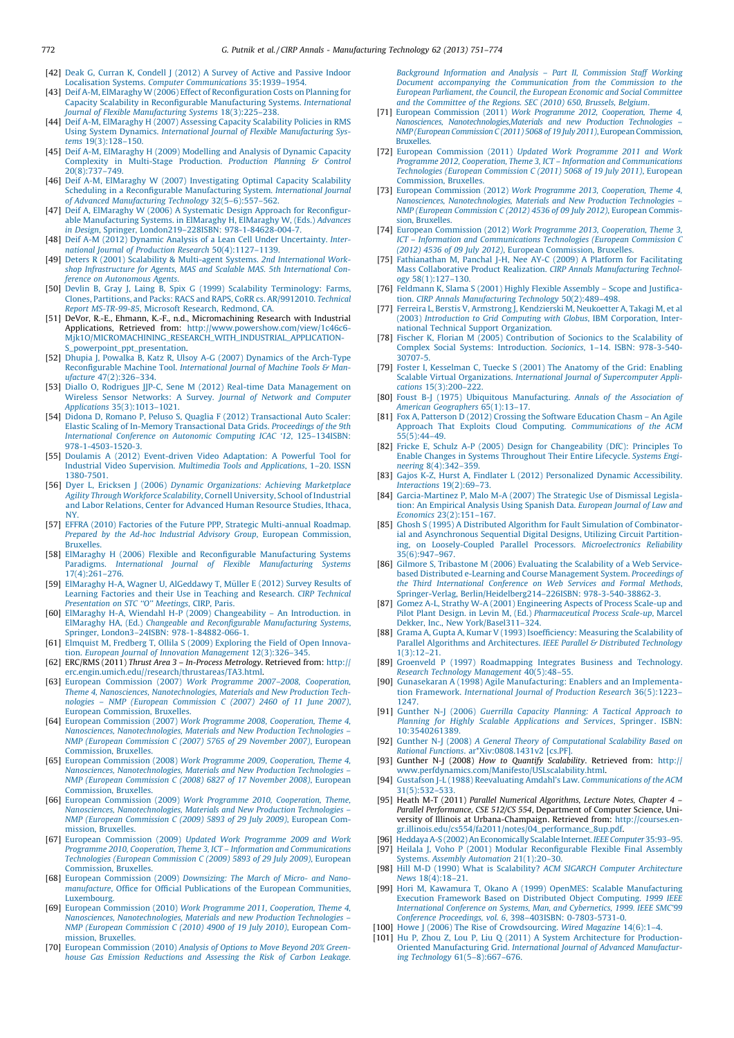[42] Deak G, Curran K, Condell J (2012) A Survey of Active and Passive Indoor Localisation Systems. *Computer Communications* 35:1939–1954.

[43] Deif A-M, ElMaraghy W (2006) Effect of Reconfiguration Costs on Planning for Capacity Scalability in Reconfigurable Manufacturing Systems. *International Journal of Flexible Manufacturing Systems* 18(3):225–238.

[44] Deif A-M, ElMaraghy H (2007) Assessing Capacity Scalability Policies in RMS Using System Dynamics. *International Journal of Flexible Manufacturing Systems* 19(3):128–150.

[45] Deif A-M, ElMaraghy H (2009) Modelling and Analysis of Dynamic Capacity Complexity in Multi-Stage Production. *Production Planning & Control* 20(8):737–749.

[46] Deif A-M, ElMaraghy W (2007) Investigating Optimal Capacity Scalability Scheduling in a Reconfigurable Manufacturing System. *International Journal of Advanced Manufacturing Technology* 32(5–6):557–562.

[47] Deif A, ElMaraghy W (2006) A Systematic Design Approach for Reconfigurable Manufacturing Systems. in ElMaraghy H, ElMaraghy W, (Eds.) *Advances in Design*, Springer, London219–228ISBN: 978-1-84628-004-7.

[48] Deif A-M (2012) Dynamic Analysis of a Lean Cell Under Uncertainty. *International Journal of Production Research* 50(4):1127–1139.

[49] Deters R (2001) Scalability & Multi-agent Systems. *2nd International Workshop Infrastructure for Agents, MAS and Scalable MAS. 5th International Conference on Autonomous Agents*.

[50] Devlin B, Gray J, Laing B, Spix G (1999) Scalability Terminology: Farms, Clones, Partitions, and Packs: RACS and RAPS, CoRR cs. AR/9912010. *Technical Report MS-TR-99-85*, Microsoft Research, Redmond, CA.

[51] DeVor, R.-E., Ehmann, K.-F., n.d., Micromachining Research with Industrial Applications, Retrieved from: http://www.powershow.com/view/1c46c6-Mjk1O/MICROMACHINING_RESEARCH_WITH_INDUSTRIAL_APPLICATION-S_powerpoint_ppt_presentation.

[52] Dhupia J, Powalka B, Katz R, Ulsoy A-G (2007) Dynamics of the Arch-Type Reconfigurable Machine Tool. *International Journal of Machine Tools & Manufacture* 47(2):326–334.

[53] Diallo O, Rodrigues JJP-C, Sene M (2012) Real-time Data Management on Wireless Sensor Networks: A Survey. *Journal of Network and Computer Applications* 35(3):1013–1021.

[54] Didona D, Romano P, Peluso S, Quaglia F (2012) Transactional Auto Scaler: Elastic Scaling of In-Memory Transactional Data Grids. *Proceedings of the 9th International Conference on Autonomic Computing ICAC '12*, 125–134ISBN: 978-1-4503-1520-3.

[55] Doulamis A (2012) Event-driven Video Adaptation: A Powerful Tool for Industrial Video Supervision. *Multimedia Tools and Applications*, 1–20. ISSN 1380-7501.

[56] Dyer L, Ericksen J (2006) *Dynamic Organizations: Achieving Marketplace Agility Through Workforce Scalability*, Cornell University, School of Industrial and Labor Relations, Center for Advanced Human Resource Studies, Ithaca, NY.

[57] EFFRA (2010) Factories of the Future PPP, Strategic Multi-annual Roadmap. *Prepared by the Ad-hoc Industrial Advisory Group*, European Commission, Bruxelles.

[58] ElMaraghy H (2006) Flexible and Reconfigurable Manufacturing Systems Paradigms. *International Journal of Flexible Manufacturing Systems* 17(4):261–276.

[59] ElMaraghy H-A, Wagner U, AlGeddawy T, Müller E (2012) Survey Results of Learning Factories and their Use in Teaching and Research. *CIRP Technical Presentation on STC "O" Meetings*, CIRP, Paris.

[60] ElMaraghy H-A, Wiendahl H-P (2009) Changeability – An Introduction. in ElMaraghy HA, (Ed.) *Changeable and Reconfigurable Manufacturing Systems*, Springer, London3–24ISBN: 978-1-84882-066-1.

[61] Elmquist M, Fredberg T, Ollila S (2009) Exploring the Field of Open Innovation. *European Journal of Innovation Management* 12(3):326–345.

[62] ERC/RMS (2011) *Thrust Area 3 – In-Process Metrology*. Retrieved from: http://erc.engin.umich.edu//research/thrustareas/TA3.html.

[63] European Commission (2007) *Work Programme 2007–2008, Cooperation, Theme 4, Nanosciences, Nanotechnologies, Materials and New Production Technologies – NMP (European Commission C (2007) 2460 of 11 June 2007)*, European Commission, Bruxelles.

[64] European Commission (2007) *Work Programme 2008, Cooperation, Theme 4, Nanosciences, Nanotechnologies, Materials and New Production Technologies – NMP (European Commission C (2007) 5765 of 29 November 2007)*, European Commission, Bruxelles.

[65] European Commission (2008) *Work Programme 2009, Cooperation, Theme 4, Nanosciences, Nanotechnologies, Materials and New Production Technologies – NMP (European Commission C (2008) 6827 of 17 November 2008)*, European Commission, Bruxelles.

[66] European Commission (2009) *Work Programme 2010, Cooperation, Theme, Nanosciences, Nanotechnologies, Materials and New Production Technologies – NMP (European Commission C (2009) 5893 of 29 July 2009)*, European Commission, Bruxelles.

[67] European Commission (2009) *Updated Work Programme 2009 and Work Programme 2010, Cooperation, Theme 3, ICT – Information and Communications Technologies (European Commission C (2009) 5893 of 29 July 2009)*, European Commission, Bruxelles.

[68] European Commission (2009) *Downsizing: The March of Micro- and Nanomanufacture*, Office for Official Publications of the European Communities, Luxembourg.

[69] European Commission (2010) *Work Programme 2011, Cooperation, Theme 4, Nanosciences, Nanotechnologies, Materials and New Production Technologies – NMP (European Commission C (2010) 4900 of 19 July 2010)*, European Commission, Bruxelles.

[70] European Commission (2010) *Analysis of Options to Move Beyond 20% Greenhouse Gas Emission Reductions and Assessing the Risk of Carbon Leakage. Background Information and Analysis – Part II, Commission Staff Working Document accompanying the Communication from the Commission to the European Parliament, the Council, the European Economic and Social Committee and the Committee of the Regions. SEC (2010) 650, Brussels, Belgium*.

[71] European Commission (2011) *Work Programme 2012, Cooperation, Theme 4, Nanosciences, Nanotechnologies,Materials and new Production Technologies – NMP (European Commission C (2011) 5068 of 19 July 2011)*, European Commission, Bruxelles.

[72] European Commission (2011) *Updated Work Programme 2011 and Work Programme 2012, Cooperation, Theme 3, ICT – Information and Communications Technologies (European Commission C (2011) 5068 of 19 July 2011)*, European Commission, Bruxelles.

[73] European Commission (2012) *Work Programme 2013, Cooperation, Theme 4, Nanosciences, Nanotechnologies, Materials and New Production Technologies – NMP (European Commission C (2012) 4536 of 09 July 2012)*, European Commission, Bruxelles.

[74] European Commission (2012) *Work Programme 2013, Cooperation, Theme 3, ICT – Information and Communications Technologies (European Commission C (2012) 4536 of 09 July 2012)*, European Commission, Bruxelles.

[75] Fathianathan M, Panchal J-H, Nee AY-C (2009) A Platform for Facilitating Mass Collaborative Product Realization. *CIRP Annals Manufacturing Technology* 58(1):127–130.

[76] Feldmann K, Slama S (2001) Highly Flexible Assembly – Scope and Justification. *CIRP Annals Manufacturing Technology* 50(2):489–498.

[77] Ferreira L, Berstis V, Armstrong J, Kendzierski M, Neukoetter A, Takagi M, et al (2003) *Introduction to Grid Computing with Globus*, IBM Corporation, International Technical Support Organization.

[78] Fischer K, Florian M (2005) Contribution of Socionics to the Scalability of Complex Social Systems: Introduction. *Socionics*, 1–14. ISBN: 978-3-540-30707-5.

[79] Foster I, Kesselman C, Tuecke S (2001) The Anatomy of the Grid: Enabling Scalable Virtual Organizations. *International Journal of Supercomputer Applications* 15(3):200–222.

[80] Foust B-J (1975) Ubiquitous Manufacturing. *Annals of the Association of American Geographers* 65(1):13–17.

[81] Fox A, Patterson D (2012) Crossing the Software Education Chasm – An Agile Approach That Exploits Cloud Computing. *Communications of the ACM* 55(5):44–49.

[82] Fricke E, Schulz A-P (2005) Design for Changeability (DfC): Principles To Enable Changes in Systems Throughout Their Entire Lifecycle. *Systems Engineering* 8(4):342–359.

[83] Gajos K-Z, Hurst A, Findlater L (2012) Personalized Dynamic Accessibility. *Interactions* 19(2):69–73.

[84] Garcia-Martinez P, Malo M-A (2007) The Strategic Use of Dismissal Legislation: An Empirical Analysis Using Spanish Data. *European Journal of Law and Economics* 23(2):151–167.

[85] Ghosh S (1995) A Distributed Algorithm for Fault Simulation of Combinatorial and Asynchronous Sequential Digital Designs, Utilizing Circuit Partitioning, on Loosely-Coupled Parallel Processors. *Microelectronics Reliability* 35(6):947–967.

[86] Gilmore S, Tribastone M (2006) Evaluating the Scalability of a Web Service-based Distributed e-Learning and Course Management System. *Proceedings of the Third International Conference on Web Services and Formal Methods*, Springer-Verlag, Berlin/Heidelberg214–226ISBN: 978-3-540-38862-3.

[87] Gomez A-L, Strathy W-A (2001) Engineering Aspects of Process Scale-up and Pilot Plant Design. in Levin M, (Ed.) *Pharmaceutical Process Scale-up*, Marcel Dekker, Inc., New York/Basel311–324.

[88] Grama A, Gupta A, Kumar V (1993) Isoefficiency: Measuring the Scalability of Parallel Algorithms and Architectures. *IEEE Parallel & Distributed Technology* 1(3):12–21.

[89] Groenveld P (1997) Roadmapping Integrates Business and Technology. *Research Technology Management* 40(5):48–55.

[90] Gunasekaran A (1998) Agile Manufacturing: Enablers and an Implementation Framework. *International Journal of Production Research* 36(5):1223–1247.

[91] Gunther N-J (2006) *Guerrilla Capacity Planning: A Tactical Approach to Planning for Highly Scalable Applications and Services*, Springer. ISBN: 10:3540261389.

[92] Gunther N-J (2008) *A General Theory of Computational Scalability Based on Rational Functions*. ar*Xiv:0808.1431v2 [cs.PF].

[93] Gunther N-J (2008) *How to Quantify Scalability*. Retrieved from: http://www.perfdynamics.com/Manifesto/USLscalability.html.

[94] Gustafson J-L (1988) Reevaluating Amdahl's Law. *Communications of the ACM* 31(5):532–533.

[95] Heath M-T (2011) *Parallel Numerical Algorithms, Lecture Notes, Chapter 4 – Parallel Performance, CSE 512/CS 554*, Department of Computer Science, University of Illinois at Urbana-Champaign. Retrieved from: http://courses.engr.illinois.edu/cs554/fa2011/notes/04_performance_8up.pdf.

[96] Heddaya A-S (2002) An Economically Scalable Internet. *IEEE Computer* 35:93–95.

[97] Heilala J, Voho P (2001) Modular Reconfigurable Flexible Final Assembly Systems. *Assembly Automation* 21(1):20–30.

[98] Hill M-D (1990) What is Scalability? *ACM SIGARCH Computer Architecture News* 18(4):18–21.

[99] Hori M, Kawamura T, Okano A (1999) OpenMES: Scalable Manufacturing Execution Framework Based on Distributed Object Computing. *1999 IEEE International Conference on Systems, Man, and Cybernetics, 1999. IEEE SMC'99 Conference Proceedings, vol. 6*, 398–403ISBN: 0-7803-5731-0.

[100] Howe J (2006) The Rise of Crowdsourcing. *Wired Magazine* 14(6):1–4.

[101] Hu P, Zhou Z, Lou P, Liu Q (2011) A System Architecture for Production-Oriented Manufacturing Grid. *International Journal of Advanced Manufacturing Technology* 61(5–8):667–676.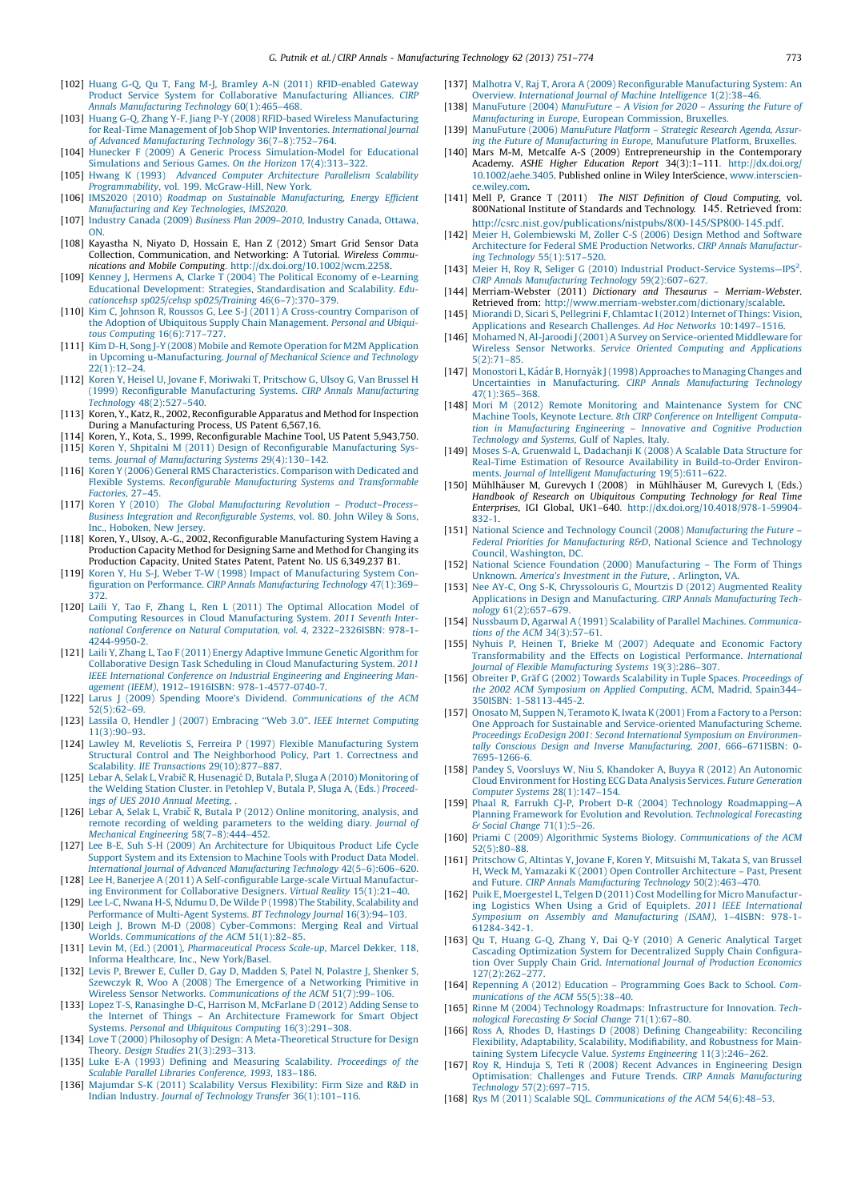[102] Huang G-Q, Qu T, Fang M-J, Bramley A-N (2011) RFID-enabled Gateway Product Service System for Collaborative Manufacturing Alliances. *CIRP Annals Manufacturing Technology* 60(1):465–468.

[103] Huang G-Q, Zhang Y-F, Jiang P-Y (2008) RFID-based Wireless Manufacturing for Real-Time Management of Job Shop WIP Inventories. *International Journal of Advanced Manufacturing Technology* 36(7–8):752–764.

[104] Hunecker F (2009) A Generic Process Simulation-Model for Educational Simulations and Serious Games. *On the Horizon* 17(4):313–322.

[105] Hwang K (1993) *Advanced Computer Architecture Parallelism Scalability Programmability*, vol. 199. McGraw-Hill, New York.

[106] IMS2020 (2010) *Roadmap on Sustainable Manufacturing, Energy Efficient Manufacturing and Key Technologies, IMS2020*.

[107] Industry Canada (2009) *Business Plan 2009–2010*, Industry Canada, Ottawa, ON.

[108] Kayastha N, Niyato D, Hossain E, Han Z (2012) Smart Grid Sensor Data Collection, Communication, and Networking: A Tutorial. *Wireless Communications and Mobile Computing*. http://dx.doi.org/10.1002/wcm.2258.

[109] Kenney J, Hermens A, Clarke T (2004) The Political Economy of e-Learning Educational Development: Strategies, Standardisation and Scalability. *Educationcehsp sp025/cehsp sp025/Training* 46(6–7):370–379.

[110] Kim C, Johnson R, Roussos G, Lee S-J (2011) A Cross-country Comparison of the Adoption of Ubiquitous Supply Chain Management. *Personal and Ubiquitous Computing* 16(6):717–727.

[111] Kim D-H, Song J-Y (2008) Mobile and Remote Operation for M2M Application in Upcoming u-Manufacturing. *Journal of Mechanical Science and Technology* 22(1):12–24.

[112] Koren Y, Heisel U, Jovane F, Moriwaki T, Pritschow G, Ulsoy G, Van Brussel H (1999) Reconfigurable Manufacturing Systems. *CIRP Annals Manufacturing Technology* 48(2):527–540.

[113] Koren, Y., Katz, R., 2002, Reconfigurable Apparatus and Method for Inspection During a Manufacturing Process, US Patent 6,567,16.

[114] Koren, Y., Kota, S., 1999, Reconfigurable Machine Tool, US Patent 5,943,750.

[115] Koren Y, Shpitalni M (2011) Design of Reconfigurable Manufacturing Systems. *Journal of Manufacturing Systems* 29(4):130–142.

[116] Koren Y (2006) General RMS Characteristics. Comparison with Dedicated and Flexible Systems. *Reconfigurable Manufacturing Systems and Transformable Factories*, 27–45.

[117] Koren Y (2010) *The Global Manufacturing Revolution – Product–Process–Business Integration and Reconfigurable Systems*, vol. 80. John Wiley & Sons, Inc., Hoboken, New Jersey.

[118] Koren, Y., Ulsoy, A.-G., 2002, Reconfigurable Manufacturing System Having a Production Capacity Method for Designing Same and Method for Changing its Production Capacity, United States Patent, Patent No. US 6,349,237 B1.

[119] Koren Y, Hu S-J, Weber T-W (1998) Impact of Manufacturing System Configuration on Performance. *CIRP Annals Manufacturing Technology* 47(1):369–372.

[120] Laili Y, Tao F, Zhang L, Ren L (2011) The Optimal Allocation Model of Computing Resources in Cloud Manufacturing System. *2011 Seventh International Conference on Natural Computation, vol. 4*, 2322–2326ISBN: 978-1-4244-9950-2.

[121] Laili Y, Zhang L, Tao F (2011) Energy Adaptive Immune Genetic Algorithm for Collaborative Design Task Scheduling in Cloud Manufacturing System. *2011 IEEE International Conference on Industrial Engineering and Engineering Management (IEEM)*, 1912–1916ISBN: 978-1-4577-0740-7.

[122] Larus J (2009) Spending Moore's Dividend. *Communications of the ACM* 52(5):62–69.

[123] Lassila O, Hendler J (2007) Embracing "Web 3.0". *IEEE Internet Computing* 11(3):90–93.

[124] Lawley M, Reveliotis S, Ferreira P (1997) Flexible Manufacturing System Structural Control and The Neighborhood Policy, Part 1. Correctness and Scalability. *IIE Transactions* 29(10):877–887.

[125] Lebar A, Selak L, Vrabič R, Husenagić D, Butala P, Sluga A (2010) Monitoring of the Welding Station Cluster. in Petohlep V, Butala P, Sluga A, (Eds.) *Proceedings of UES 2010 Annual Meeting*, .

[126] Lebar A, Selak L, Vrabič R, Butala P (2012) Online monitoring, analysis, and remote recording of welding parameters to the welding diary. *Journal of Mechanical Engineering* 58(7–8):444–452.

[127] Lee B-E, Suh S-H (2009) An Architecture for Ubiquitous Product Life Cycle Support System and its Extension to Machine Tools with Product Data Model. *International Journal of Advanced Manufacturing Technology* 42(5–6):606–620.

[128] Lee H, Banerjee A (2011) A Self-configurable Large-scale Virtual Manufacturing Environment for Collaborative Designers. *Virtual Reality* 15(1):21–40.

[129] Lee L-C, Nwana H-S, Ndumu D, De Wilde P (1998) The Stability, Scalability and Performance of Multi-Agent Systems. *BT Technology Journal* 16(3):94–103.

[130] Leigh J, Brown M-D (2008) Cyber-Commons: Merging Real and Virtual Worlds. *Communications of the ACM* 51(1):82–85.

[131] Levin M, (Ed.) (2001), *Pharmaceutical Process Scale-up*, Marcel Dekker, 118, Informa Healthcare, Inc., New York/Basel.

[132] Levis P, Brewer E, Culler D, Gay D, Madden S, Patel N, Polastre J, Shenker S, Szewczyk R, Woo A (2008) The Emergence of a Networking Primitive in Wireless Sensor Networks. *Communications of the ACM* 51(7):99–106.

[133] Lopez T-S, Ranasinghe D-C, Harrison M, McFarlane D (2012) Adding Sense to the Internet of Things – An Architecture Framework for Smart Object Systems. *Personal and Ubiquitous Computing* 16(3):291–308.

[134] Love T (2000) Philosophy of Design: A Meta-Theoretical Structure for Design Theory. *Design Studies* 21(3):293–313.

[135] Luke E-A (1993) Defining and Measuring Scalability. *Proceedings of the Scalable Parallel Libraries Conference, 1993*, 183–186.

[136] Majumdar S-K (2011) Scalability Versus Flexibility: Firm Size and R&D in Indian Industry. *Journal of Technology Transfer* 36(1):101–116.

[137] Malhotra V, Raj T, Arora A (2009) Reconfigurable Manufacturing System: An Overview. *International Journal of Machine Intelligence* 1(2):38–46.

[138] ManuFuture (2004) *ManuFuture – A Vision for 2020 – Assuring the Future of Manufacturing in Europe*, European Commission, Bruxelles.

[139] ManuFuture (2006) *ManuFuture Platform – Strategic Research Agenda, Assuring the Future of Manufacturing in Europe*, Manufuture Platform, Bruxelles.

[140] Mars M-M, Metcalfe A-S (2009) Entrepreneurship in the Contemporary Academy. *ASHE Higher Education Report* 34(3):1–111. http://dx.doi.org/10.1002/aehe.3405. Published online in Wiley InterScience, www.interscience.wiley.com.

[141] Mell P, Grance T (2011) *The NIST Definition of Cloud Computing*, vol. 800National Institute of Standards and Technology. 145. Retrieved from: http://csrc.nist.gov/publications/nistpubs/800-145/SP800-145.pdf.

[142] Meier H, Golembiewski M, Zoller C-S (2006) Design Method and Software Architecture for Federal SME Production Networks. *CIRP Annals Manufacturing Technology* 55(1):517–520.

[143] Meier H, Roy R, Seliger G (2010) Industrial Product-Service Systems—IPS$^2$. *CIRP Annals Manufacturing Technology* 59(2):607–627.

[144] Merriam-Webster (2011) *Dictionary and Thesaurus – Merriam-Webster*. Retrieved from: http://www.merriam-webster.com/dictionary/scalable.

[145] Miorandi D, Sicari S, Pellegrini F, Chlamtac I (2012) Internet of Things: Vision, Applications and Research Challenges. *Ad Hoc Networks* 10:1497–1516.

[146] Mohamed N, Al-Jaroodi J (2001) A Survey on Service-oriented Middleware for Wireless Sensor Networks. *Service Oriented Computing and Applications* 5(2):71–85.

[147] Monostori L, Kádár B, Hornyák J (1998) Approaches to Managing Changes and Uncertainties in Manufacturing. *CIRP Annals Manufacturing Technology* 47(1):365–368.

[148] Mori M (2012) Remote Monitoring and Maintenance System for CNC Machine Tools, Keynote Lecture. *8th CIRP Conference on Intelligent Computation in Manufacturing Engineering – Innovative and Cognitive Production Technology and Systems*, Gulf of Naples, Italy.

[149] Moses S-A, Gruenwald L, Dadachanji K (2008) A Scalable Data Structure for Real-Time Estimation of Resource Availability in Build-to-Order Environments. *Journal of Intelligent Manufacturing* 19(5):611–622.

[150] Mühlhäuser M, Gurevych I (2008) in Mühlhäuser M, Gurevych I, (Eds.) *Handbook of Research on Ubiquitous Computing Technology for Real Time Enterprises*, IGI Global, UK1–640. http://dx.doi.org/10.4018/978-1-59904-832-1.

[151] National Science and Technology Council (2008) *Manufacturing the Future – Federal Priorities for Manufacturing R&D*, National Science and Technology Council, Washington, DC.

[152] National Science Foundation (2000) Manufacturing – The Form of Things Unknown. *America's Investment in the Future*, . Arlington, VA.

[153] Nee AY-C, Ong S-K, Chryssolouris G, Mourtzis D (2012) Augmented Reality Applications in Design and Manufacturing. *CIRP Annals Manufacturing Technology* 61(2):657–679.

[154] Nussbaum D, Agarwal A (1991) Scalability of Parallel Machines. *Communications of the ACM* 34(3):57–61.

[155] Nyhuis P, Heinen T, Brieke M (2007) Adequate and Economic Factory Transformability and the Effects on Logistical Performance. *International Journal of Flexible Manufacturing Systems* 19(3):286–307.

[156] Obreiter P, Gräf G (2002) Towards Scalability in Tuple Spaces. *Proceedings of the 2002 ACM Symposium on Applied Computing*, ACM, Madrid, Spain344–350ISBN: 1-58113-445-2.

[157] Onosato M, Suppen N, Teramoto K, Iwata K (2001) From a Factory to a Person: One Approach for Sustainable and Service-oriented Manufacturing Scheme. *Proceedings EcoDesign 2001: Second International Symposium on Environmentally Conscious Design and Inverse Manufacturing, 2001*, 666–671ISBN: 0-7695-1266-6.

[158] Pandey S, Voorsluys W, Niu S, Khandoker A, Buyya R (2012) An Autonomic Cloud Environment for Hosting ECG Data Analysis Services. *Future Generation Computer Systems* 28(1):147–154.

[159] Phaal R, Farrukh CJ-P, Probert D-R (2004) Technology Roadmapping—A Planning Framework for Evolution and Revolution. *Technological Forecasting & Social Change* 71(1):5–26.

[160] Priami C (2009) Algorithmic Systems Biology. *Communications of the ACM* 52(5):80–88.

[161] Pritschow G, Altintas Y, Jovane F, Koren Y, Mitsuishi M, Takata S, van Brussel H, Weck M, Yamazaki K (2001) Open Controller Architecture – Past, Present and Future. *CIRP Annals Manufacturing Technology* 50(2):463–470.

[162] Puik E, Moergestel L, Telgen D (2011) Cost Modelling for Micro Manufacturing Logistics When Using a Grid of Equiplets. *2011 IEEE International Symposium on Assembly and Manufacturing (ISAM)*, 1–4ISBN: 978-1-61284-342-1.

[163] Qu T, Huang G-Q, Zhang Y, Dai Q-Y (2010) A Generic Analytical Target Cascading Optimization System for Decentralized Supply Chain Configuration Over Supply Chain Grid. *International Journal of Production Economics* 127(2):262–277.

[164] Repenning A (2012) Education – Programming Goes Back to School. *Communications of the ACM* 55(5):38–40.

[165] Rinne M (2004) Technology Roadmaps: Infrastructure for Innovation. *Technological Forecasting & Social Change* 71(1):67–80.

[166] Ross A, Rhodes D, Hastings D (2008) Defining Changeability: Reconciling Flexibility, Adaptability, Scalability, Modifiability, and Robustness for Maintaining System Lifecycle Value. *Systems Engineering* 11(3):246–262.

[167] Roy R, Hinduja S, Teti R (2008) Recent Advances in Engineering Design Optimisation: Challenges and Future Trends. *CIRP Annals Manufacturing Technology* 57(2):697–715.

[168] Rys M (2011) Scalable SQL. *Communications of the ACM* 54(6):48–53.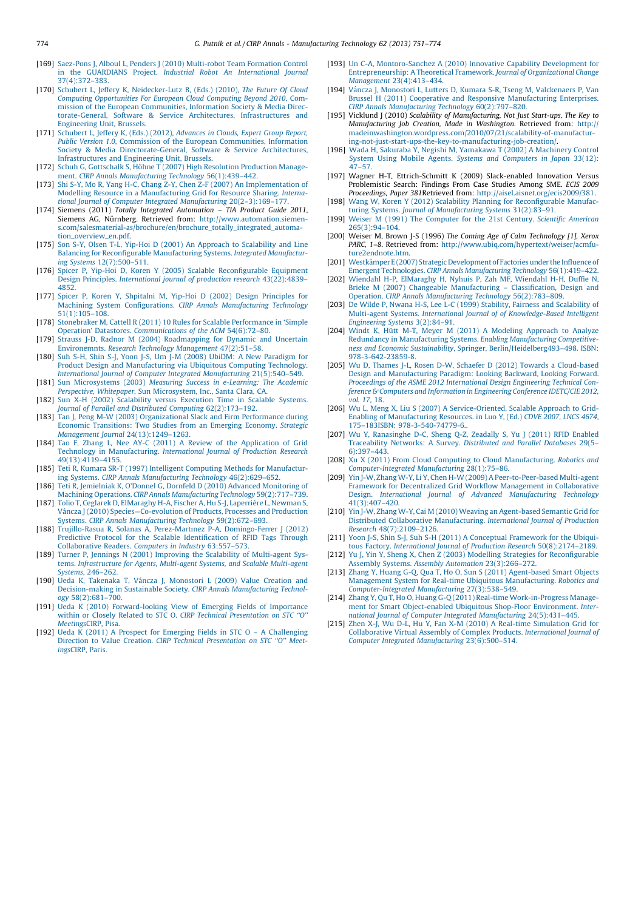[169] Saez-Pons J, Alboul L, Penders J (2010) Multi-robot Team Formation Control in the GUARDIANS Project. *Industrial Robot An International Journal* 37(4):372–383.

[170] Schubert L, Jeffery K, Neidecker-Lutz B, (Eds.) (2010), *The Future Of Cloud Computing Opportunities For European Cloud Computing Beyond 2010*, Commission of the European Communities, Information Society & Media Directorate-General, Software & Service Architectures, Infrastructures and Engineering Unit, Brussels.

[171] Schubert L, Jeffery K, (Eds.) (2012), *Advances in Clouds, Expert Group Report, Public Version 1.0*, Commission of the European Communities, Information Society & Media Directorate-General, Software & Service Architectures, Infrastructures and Engineering Unit, Brussels.

[172] Schuh G, Gottschalk S, Höhne T (2007) High Resolution Production Management. *CIRP Annals Manufacturing Technology* 56(1):439–442.

[173] Shi S-Y, Mo R, Yang H-C, Chang Z-Y, Chen Z-F (2007) An Implementation of Modelling Resource in a Manufacturing Grid for Resource Sharing. *International Journal of Computer Integrated Manufacturing* 20(2–3):169–177.

[174] Siemens (2011) *Totally Integrated Automation – TIA Product Guide 2011*, Siemens AG, Nürnberg. Retrieved from: http://www.automation.siemens.com/salesmaterial-as/brochure/en/brochure_totally_integrated_automation_overview_en.pdf.

[175] Son S-Y, Olsen T-L, Yip-Hoi D (2001) An Approach to Scalability and Line Balancing for Reconfigurable Manufacturing Systems. *Integrated Manufacturing Systems* 12(7):500–511.

[176] Spicer P, Yip-Hoi D, Koren Y (2005) Scalable Reconfigurable Equipment Design Principles. *International journal of production research* 43(22):4839–4852.

[177] Spicer P, Koren Y, Shpitalni M, Yip-Hoi D (2002) Design Principles for Machining System Configurations. *CIRP Annals Manufacturing Technology* 51(1):105–108.

[178] Stonebraker M, Cattell R (2011) 10 Rules for Scalable Performance in 'Simple Operation' Datastores. *Communications of the ACM* 54(6):72–80.

[179] Strauss J-D, Radnor M (2004) Roadmapping for Dynamic and Uncertain Environemnts. *Research Technology Management* 47(2):51–58.

[180] Suh S-H, Shin S-J, Yoon J-S, Um J-M (2008) UbiDM: A New Paradigm for Product Design and Manufacturing via Ubiquitous Computing Technology. *International Journal of Computer Integrated Manufacturing* 21(5):540–549.

[181] Sun Microsystems (2003) *Measuring Success in e-Learning: The Academic Perspective, Whitepaper*, Sun Microsystem, Inc., Santa Clara, CA.

[182] Sun X-H (2002) Scalability versus Execution Time in Scalable Systems. *Journal of Parallel and Distributed Computing* 62(2):173–192.

[183] Tan J, Peng M-W (2003) Organizational Slack and Firm Performance during Economic Transitions: Two Studies from an Emerging Economy. *Strategic Management Journal* 24(13):1249–1263.

[184] Tao F, Zhang L, Nee AY-C (2011) A Review of the Application of Grid Technology in Manufacturing. *International Journal of Production Research* 49(13):4119–4155.

[185] Teti R, Kumara SR-T (1997) Intelligent Computing Methods for Manufacturing Systems. *CIRP Annals Manufacturing Technology* 46(2):629–652.

[186] Teti R, Jemielniak K, O'Donnel G, Dornfeld D (2010) Advanced Monitoring of Machining Operations. *CIRP Annals Manufacturing Technology* 59(2):717–739.

[187] Tolio T, Ceglarek D, ElMaraghy H-A, Fischer A, Hu S-J, Laperrière L, Newman S, Váncza J (2010) Species—Co-evolution of Products, Processes and Production Systems. *CIRP Annals Manufacturing Technology* 59(2):672–693.

[188] Trujillo-Rasua R, Solanas A, Perez-Martınez P-A, Domingo-Ferrer J (2012) Predictive Protocol for the Scalable Identification of RFID Tags Through Collaborative Readers. *Computers in Industry* 63:557–573.

[189] Turner P, Jennings N (2001) Improving the Scalability of Multi-agent Systems. *Infrastructure for Agents, Multi-agent Systems, and Scalable Multi-agent Systems*, 246–262.

[190] Ueda K, Takenaka T, Váncza J, Monostori L (2009) Value Creation and Decision-making in Sustainable Society. *CIRP Annals Manufacturing Technology* 58(2):681–700.

[191] Ueda K (2010) Forward-looking View of Emerging Fields of Importance within or Closely Related to STC O. *CIRP Technical Presentation on STC "O" Meetings*CIRP, Pisa.

[192] Ueda K (2011) A Prospect for Emerging Fields in STC O – A Challenging Direction to Value Creation. *CIRP Technical Presentation on STC "O" Meetings*CIRP, Paris.

[193] Un C-A, Montoro-Sanchez A (2010) Innovative Capability Development for Entrepreneurship: A Theoretical Framework. *Journal of Organizational Change Management* 23(4):413–434.

[194] Váncza J, Monostori L, Lutters D, Kumara S-R, Tseng M, Valckenaers P, Van Brussel H (2011) Cooperative and Responsive Manufacturing Enterprises. *CIRP Annals Manufacturing Technology* 60(2):797–820.

[195] Vicklund J (2010) *Scalability of Manufacturing, Not Just Start-ups, The Key to Manufacturing Job Creation, Made in Washington*. Retrieved from: http://madeinwashington.wordpress.com/2010/07/21/scalability-of-manufacturing-not-just-start-ups-the-key-to-manufacturing-job-creation/.

[196] Wada H, Sakuraba Y, Negishi M, Yamakawa T (2002) A Machinery Control System Using Mobile Agents. *Systems and Computers in Japan* 33(12):47–57.

[197] Wagner H-T, Ettrich-Schmitt K (2009) Slack-enabled Innovation Versus Problemistic Search: Findings From Case Studies Among SME. *ECIS 2009 Proceedings, Paper 381*Retrieved from: http://aisel.aisnet.org/ecis2009/381.

[198] Wang W, Koren Y (2012) Scalability Planning for Reconfigurable Manufacturing Systems. *Journal of Manufacturing Systems* 31(2):83–91.

[199] Weiser M (1991) The Computer for the 21st Century. *Scientific American* 265(3):94–104.

[200] Weiser M, Brown J-S (1996) *The Coming Age of Calm Technology [1], Xerox PARC, 1–8*. Retrieved from: http://www.ubiq.com/hypertext/weiser/acmfuture2endnote.htm.

[201] Westkämper E (2007) Strategic Development of Factories under the Influence of Emergent Technologies. *CIRP Annals Manufacturing Technology* 56(1):419–422.

[202] Wiendahl H-P, ElMaraghy H, Nyhuis P, Zah MF, Wiendahl H-H, Duffie N, Brieke M (2007) Changeable Manufacturing – Classification, Design and Operation. *CIRP Annals Manufacturing Technology* 56(2):783–809.

[203] De Wilde P, Nwana H-S, Lee L-C (1999) Stability, Fairness and Scalability of Multi-agent Systems. *International Journal of of Knowledge-Based Intelligent Engineering Systems* 3(2):84–91.

[204] Windt K, Hütt M-T, Meyer M (2011) A Modeling Approach to Analyze Redundancy in Manufacturing Systems. *Enabling Manufacturing Competitiveness and Economic Sustainability*, Springer, Berlin/Heidelberg493–498. ISBN: 978-3-642-23859-8.

[205] Wu D, Thames J-L, Rosen D-W, Schaefer D (2012) Towards a Cloud-based Design and Manufacturing Paradigm: Looking Backward, Looking Forward. *Proceedings of the ASME 2012 International Design Engineering Technical Conference & Computers and Information in Engineering Conference IDETC/CIE 2012, vol. 17*, 18.

[206] Wu L, Meng X, Liu S (2007) A Service-Oriented, Scalable Approach to Grid-Enabling of Manufacturing Resources. in Luo Y, (Ed.) *CDVE 2007, LNCS 4674*, 175–183ISBN: 978-3-540-74779-6..

[207] Wu Y, Ranasinghe D-C, Sheng Q-Z, Zeadally S, Yu J (2011) RFID Enabled Traceability Networks: A Survey. *Distributed and Parallel Databases* 29(5–6):397–443.

[208] Xu X (2011) From Cloud Computing to Cloud Manufacturing. *Robotics and Computer-Integrated Manufacturing* 28(1):75–86.

[209] Yin J-W, Zhang W-Y, Li Y, Chen H-W (2009) A Peer-to-Peer-based Multi-agent Framework for Decentralized Grid Workflow Management in Collaborative Design. *International Journal of Advanced Manufacturing Technology* 41(3):407–420.

[210] Yin J-W, Zhang W-Y, Cai M (2010) Weaving an Agent-based Semantic Grid for Distributed Collaborative Manufacturing. *International Journal of Production Research* 48(7):2109–2126.

[211] Yoon J-S, Shin S-J, Suh S-H (2011) A Conceptual Framework for the Ubiquitous Factory. *International Journal of Production Research* 50(8):2174–2189.

[212] Yu J, Yin Y, Sheng X, Chen Z (2003) Modelling Strategies for Reconfigurable Assembly Systems. *Assembly Automation* 23(3):266–272.

[213] Zhang Y, Huang G-Q, Qua T, Ho O, Sun S (2011) Agent-based Smart Objects Management System for Real-time Ubiquitous Manufacturing. *Robotics and Computer-Integrated Manufacturing* 27(3):538–549.

[214] Zhang Y, Qu T, Ho O, Huang G-Q (2011) Real-time Work-in-Progress Management for Smart Object-enabled Ubiquitous Shop-Floor Environment. *International Journal of Computer Integrated Manufacturing* 24(5):431–445.

[215] Zhen X-J, Wu D-L, Hu Y, Fan X-M (2010) A Real-time Simulation Grid for Collaborative Virtual Assembly of Complex Products. *International Journal of Computer Integrated Manufacturing* 23(6):500–514.